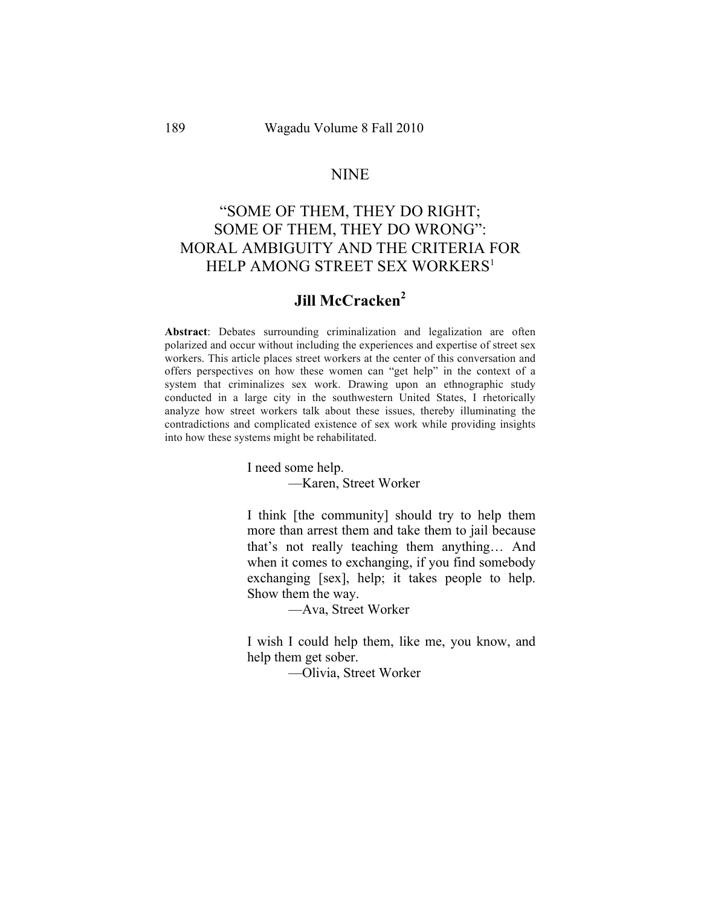NINE

# "SOME OF THEM, THEY DO RIGHT; SOME OF THEM, THEY DO WRONG": MORAL AMBIGUITY AND THE CRITERIA FOR HELP AMONG STREET SEX WORKERS[1]

## Jill McCracken[2]

**Abstract**: Debates surrounding criminalization and legalization are often polarized and occur without including the experiences and expertise of street sex workers. This article places street workers at the center of this conversation and offers perspectives on how these women can "get help" in the context of a system that criminalizes sex work. Drawing upon an ethnographic study conducted in a large city in the southwestern United States, I rhetorically analyze how street workers talk about these issues, thereby illuminating the contradictions and complicated existence of sex work while providing insights into how these systems might be rehabilitated.

> I need some help.
>
> —Karen, Street Worker

> I think [the community] should try to help them more than arrest them and take them to jail because that's not really teaching them anything… And when it comes to exchanging, if you find somebody exchanging [sex], help; it takes people to help. Show them the way.
>
> —Ava, Street Worker

> I wish I could help them, like me, you know, and help them get sober.
>
> —Olivia, Street Worker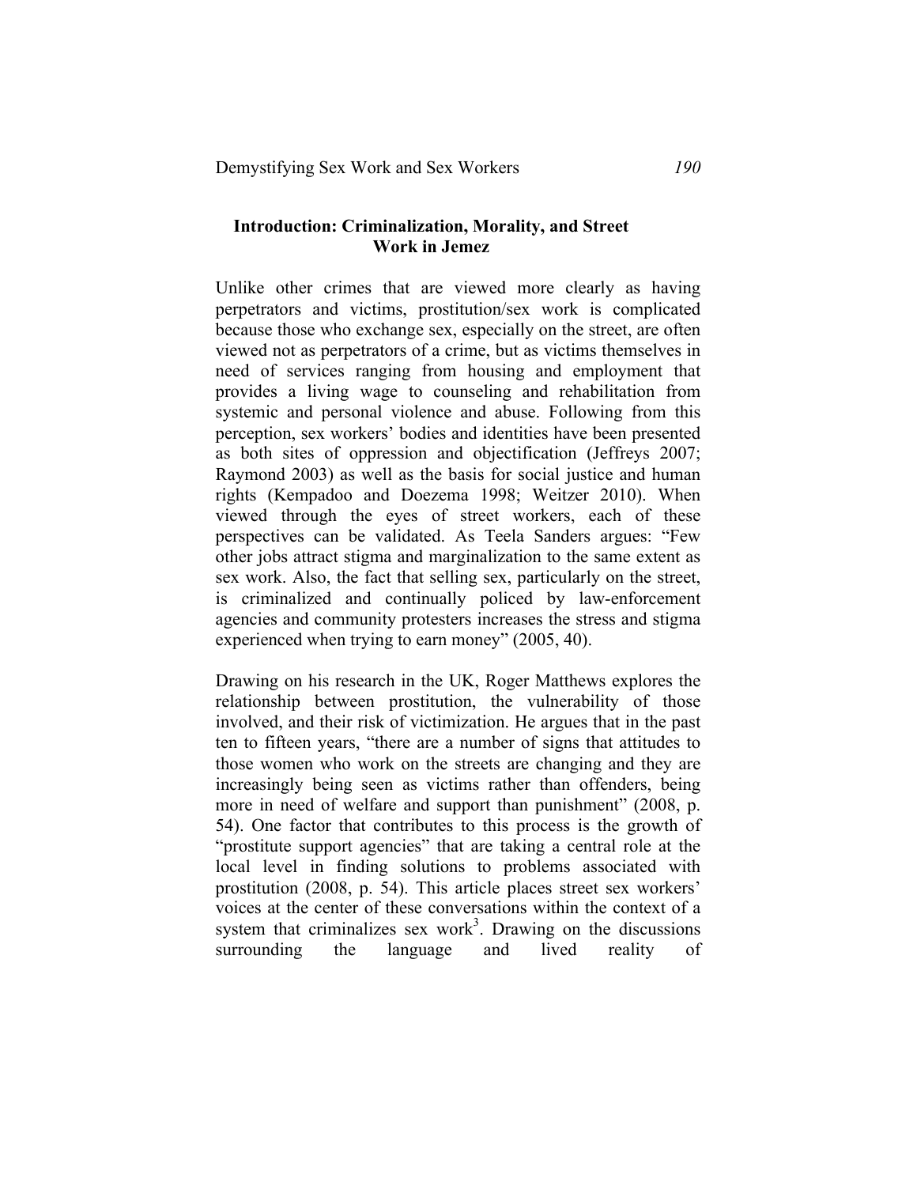## Introduction: Criminalization, Morality, and Street Work in Jemez

Unlike other crimes that are viewed more clearly as having perpetrators and victims, prostitution/sex work is complicated because those who exchange sex, especially on the street, are often viewed not as perpetrators of a crime, but as victims themselves in need of services ranging from housing and employment that provides a living wage to counseling and rehabilitation from systemic and personal violence and abuse. Following from this perception, sex workers' bodies and identities have been presented as both sites of oppression and objectification (Jeffreys 2007; Raymond 2003) as well as the basis for social justice and human rights (Kempadoo and Doezema 1998; Weitzer 2010). When viewed through the eyes of street workers, each of these perspectives can be validated. As Teela Sanders argues: "Few other jobs attract stigma and marginalization to the same extent as sex work. Also, the fact that selling sex, particularly on the street, is criminalized and continually policed by law-enforcement agencies and community protesters increases the stress and stigma experienced when trying to earn money" (2005, 40).

Drawing on his research in the UK, Roger Matthews explores the relationship between prostitution, the vulnerability of those involved, and their risk of victimization. He argues that in the past ten to fifteen years, "there are a number of signs that attitudes to those women who work on the streets are changing and they are increasingly being seen as victims rather than offenders, being more in need of welfare and support than punishment" (2008, p. 54). One factor that contributes to this process is the growth of "prostitute support agencies" that are taking a central role at the local level in finding solutions to problems associated with prostitution (2008, p. 54). This article places street sex workers' voices at the center of these conversations within the context of a system that criminalizes sex work[3]. Drawing on the discussions surrounding the language and lived reality of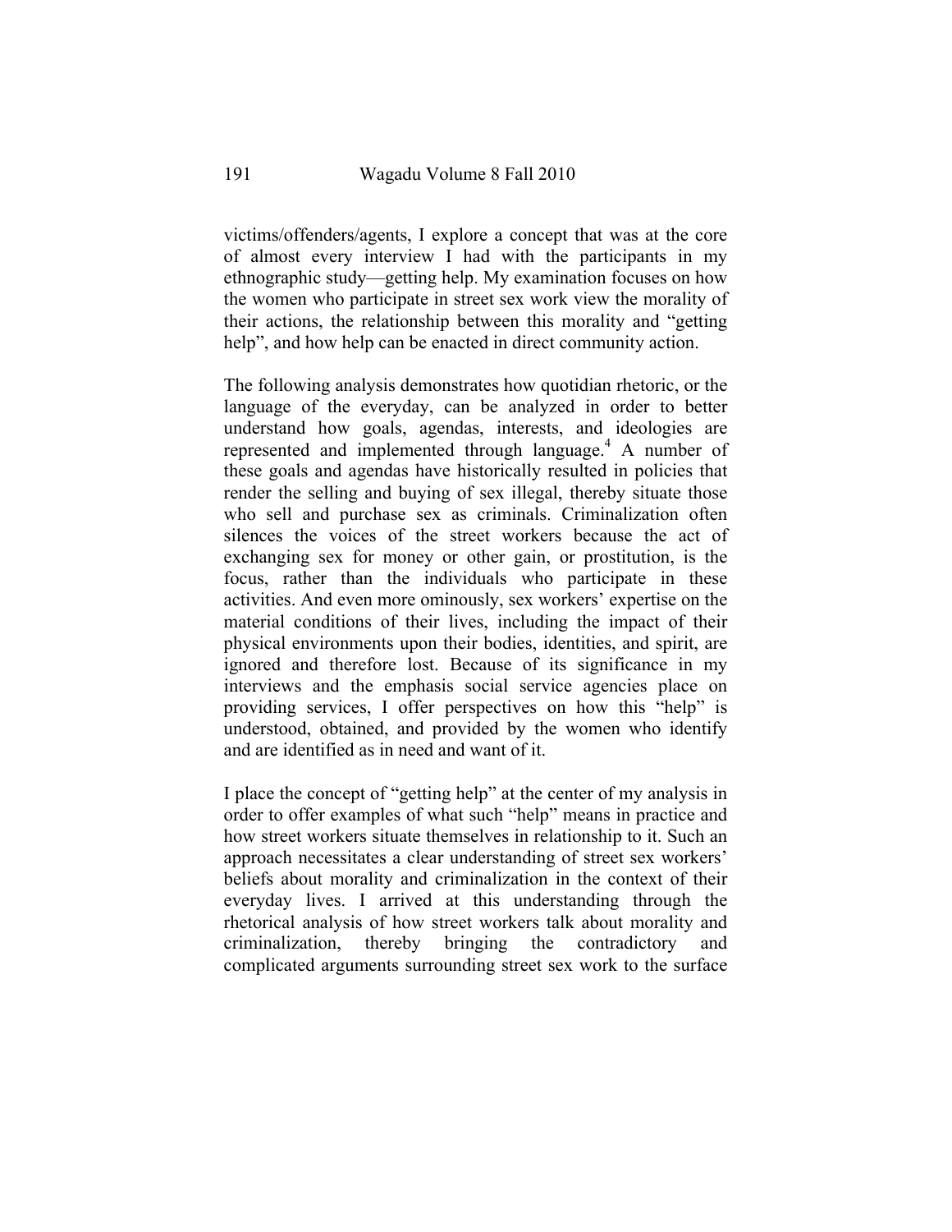victims/offenders/agents, I explore a concept that was at the core of almost every interview I had with the participants in my ethnographic study—getting help. My examination focuses on how the women who participate in street sex work view the morality of their actions, the relationship between this morality and "getting help", and how help can be enacted in direct community action.

The following analysis demonstrates how quotidian rhetoric, or the language of the everyday, can be analyzed in order to better understand how goals, agendas, interests, and ideologies are represented and implemented through language.[4] A number of these goals and agendas have historically resulted in policies that render the selling and buying of sex illegal, thereby situate those who sell and purchase sex as criminals. Criminalization often silences the voices of the street workers because the act of exchanging sex for money or other gain, or prostitution, is the focus, rather than the individuals who participate in these activities. And even more ominously, sex workers' expertise on the material conditions of their lives, including the impact of their physical environments upon their bodies, identities, and spirit, are ignored and therefore lost. Because of its significance in my interviews and the emphasis social service agencies place on providing services, I offer perspectives on how this "help" is understood, obtained, and provided by the women who identify and are identified as in need and want of it.

I place the concept of "getting help" at the center of my analysis in order to offer examples of what such "help" means in practice and how street workers situate themselves in relationship to it. Such an approach necessitates a clear understanding of street sex workers' beliefs about morality and criminalization in the context of their everyday lives. I arrived at this understanding through the rhetorical analysis of how street workers talk about morality and criminalization, thereby bringing the contradictory and complicated arguments surrounding street sex work to the surface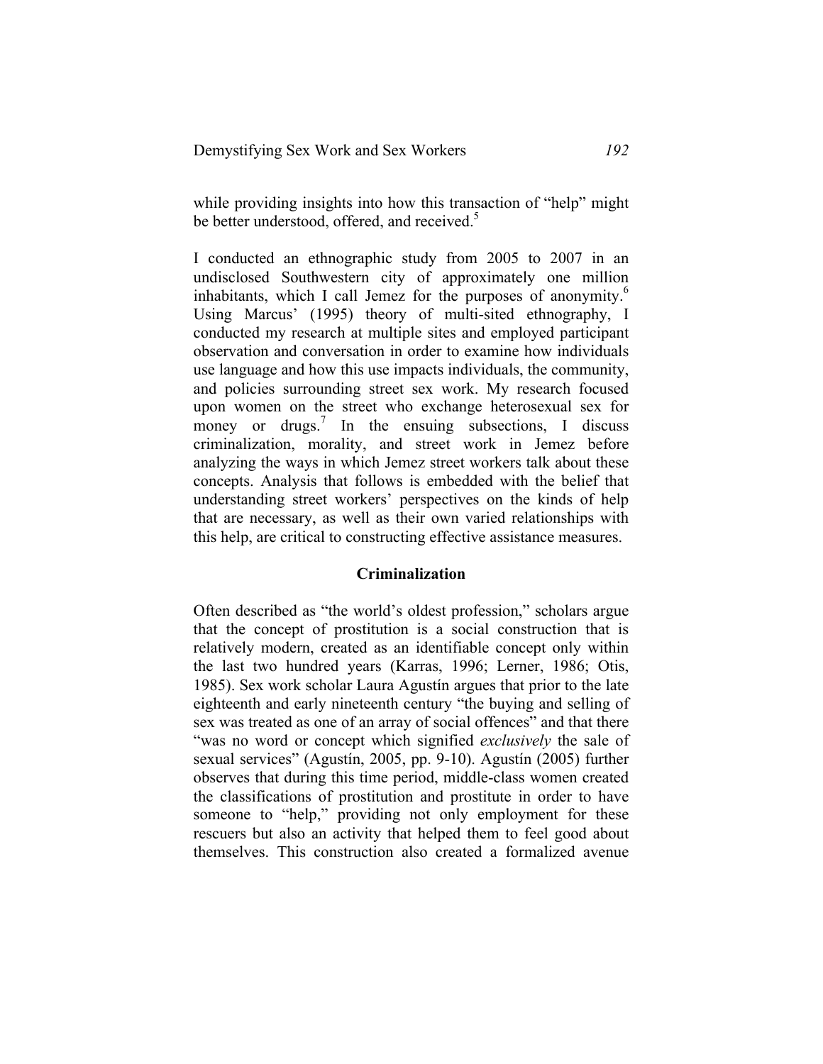while providing insights into how this transaction of "help" might be better understood, offered, and received.[5]

I conducted an ethnographic study from 2005 to 2007 in an undisclosed Southwestern city of approximately one million inhabitants, which I call Jemez for the purposes of anonymity.[6] Using Marcus' (1995) theory of multi-sited ethnography, I conducted my research at multiple sites and employed participant observation and conversation in order to examine how individuals use language and how this use impacts individuals, the community, and policies surrounding street sex work. My research focused upon women on the street who exchange heterosexual sex for money or drugs.[7] In the ensuing subsections, I discuss criminalization, morality, and street work in Jemez before analyzing the ways in which Jemez street workers talk about these concepts. Analysis that follows is embedded with the belief that understanding street workers' perspectives on the kinds of help that are necessary, as well as their own varied relationships with this help, are critical to constructing effective assistance measures.

## Criminalization

Often described as "the world's oldest profession," scholars argue that the concept of prostitution is a social construction that is relatively modern, created as an identifiable concept only within the last two hundred years (Karras, 1996; Lerner, 1986; Otis, 1985). Sex work scholar Laura Agustín argues that prior to the late eighteenth and early nineteenth century "the buying and selling of sex was treated as one of an array of social offences" and that there "was no word or concept which signified *exclusively* the sale of sexual services" (Agustín, 2005, pp. 9-10). Agustín (2005) further observes that during this time period, middle-class women created the classifications of prostitution and prostitute in order to have someone to "help," providing not only employment for these rescuers but also an activity that helped them to feel good about themselves. This construction also created a formalized avenue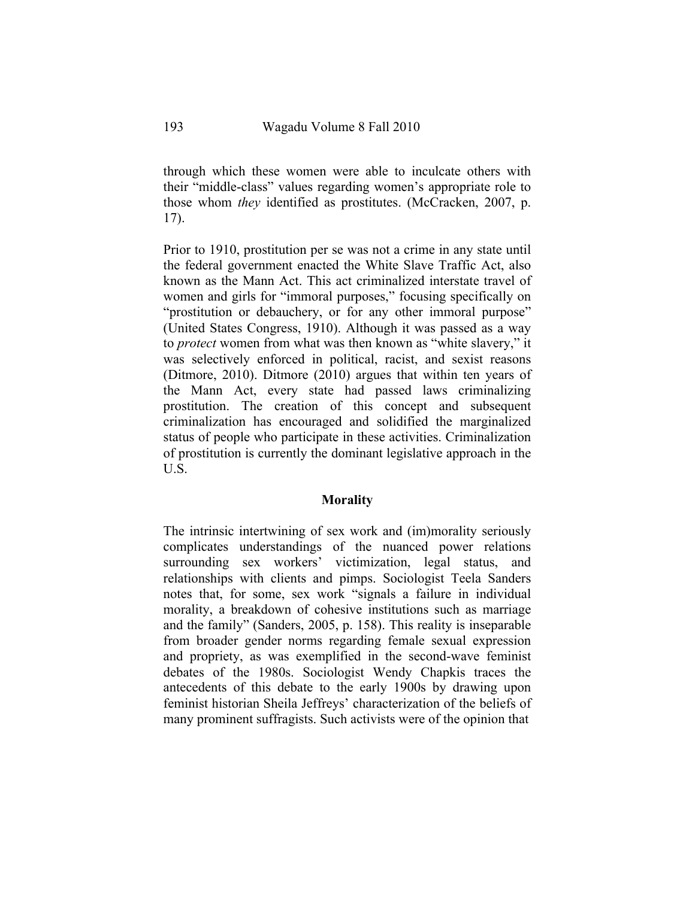through which these women were able to inculcate others with their "middle-class" values regarding women's appropriate role to those whom *they* identified as prostitutes. (McCracken, 2007, p. 17).

Prior to 1910, prostitution per se was not a crime in any state until the federal government enacted the White Slave Traffic Act, also known as the Mann Act. This act criminalized interstate travel of women and girls for "immoral purposes," focusing specifically on "prostitution or debauchery, or for any other immoral purpose" (United States Congress, 1910). Although it was passed as a way to *protect* women from what was then known as "white slavery," it was selectively enforced in political, racist, and sexist reasons (Ditmore, 2010). Ditmore (2010) argues that within ten years of the Mann Act, every state had passed laws criminalizing prostitution. The creation of this concept and subsequent criminalization has encouraged and solidified the marginalized status of people who participate in these activities. Criminalization of prostitution is currently the dominant legislative approach in the U.S.

### Morality

The intrinsic intertwining of sex work and (im)morality seriously complicates understandings of the nuanced power relations surrounding sex workers' victimization, legal status, and relationships with clients and pimps. Sociologist Teela Sanders notes that, for some, sex work "signals a failure in individual morality, a breakdown of cohesive institutions such as marriage and the family" (Sanders, 2005, p. 158). This reality is inseparable from broader gender norms regarding female sexual expression and propriety, as was exemplified in the second-wave feminist debates of the 1980s. Sociologist Wendy Chapkis traces the antecedents of this debate to the early 1900s by drawing upon feminist historian Sheila Jeffreys' characterization of the beliefs of many prominent suffragists. Such activists were of the opinion that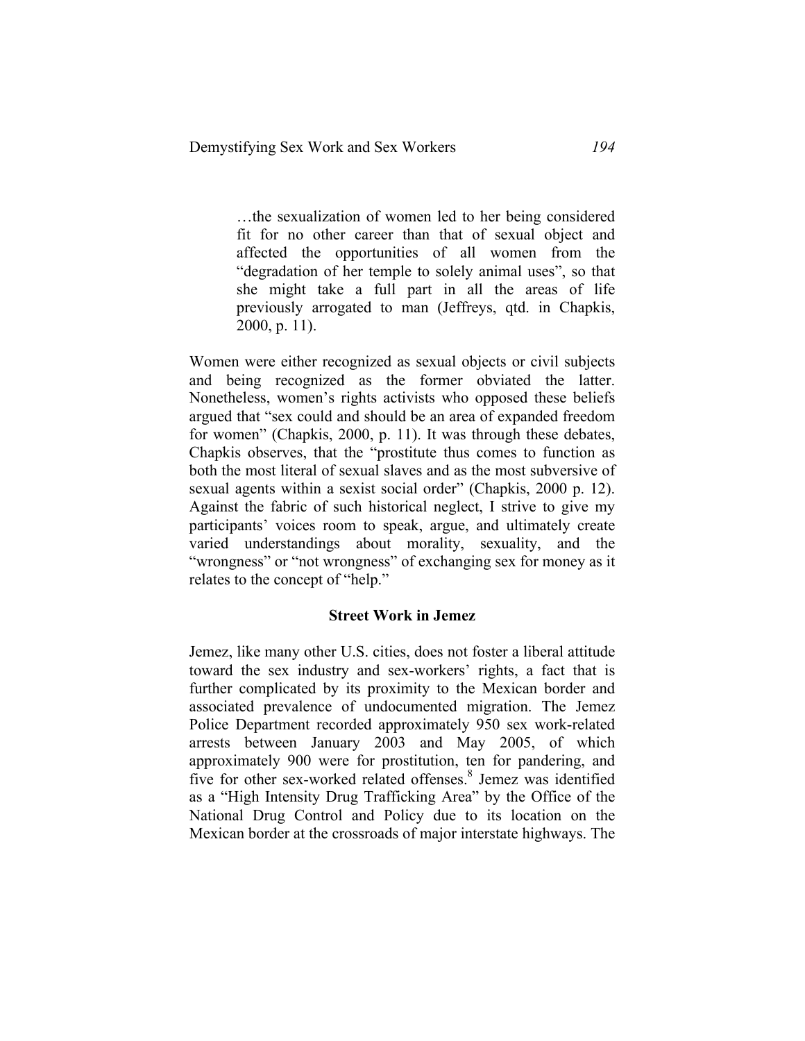> …the sexualization of women led to her being considered fit for no other career than that of sexual object and affected the opportunities of all women from the "degradation of her temple to solely animal uses", so that she might take a full part in all the areas of life previously arrogated to man (Jeffreys, qtd. in Chapkis, 2000, p. 11).

Women were either recognized as sexual objects or civil subjects and being recognized as the former obviated the latter. Nonetheless, women's rights activists who opposed these beliefs argued that "sex could and should be an area of expanded freedom for women" (Chapkis, 2000, p. 11). It was through these debates, Chapkis observes, that the "prostitute thus comes to function as both the most literal of sexual slaves and as the most subversive of sexual agents within a sexist social order" (Chapkis, 2000 p. 12). Against the fabric of such historical neglect, I strive to give my participants' voices room to speak, argue, and ultimately create varied understandings about morality, sexuality, and the "wrongness" or "not wrongness" of exchanging sex for money as it relates to the concept of "help."

### Street Work in Jemez

Jemez, like many other U.S. cities, does not foster a liberal attitude toward the sex industry and sex-workers' rights, a fact that is further complicated by its proximity to the Mexican border and associated prevalence of undocumented migration. The Jemez Police Department recorded approximately 950 sex work-related arrests between January 2003 and May 2005, of which approximately 900 were for prostitution, ten for pandering, and five for other sex-worked related offenses.[8] Jemez was identified as a "High Intensity Drug Trafficking Area" by the Office of the National Drug Control and Policy due to its location on the Mexican border at the crossroads of major interstate highways. The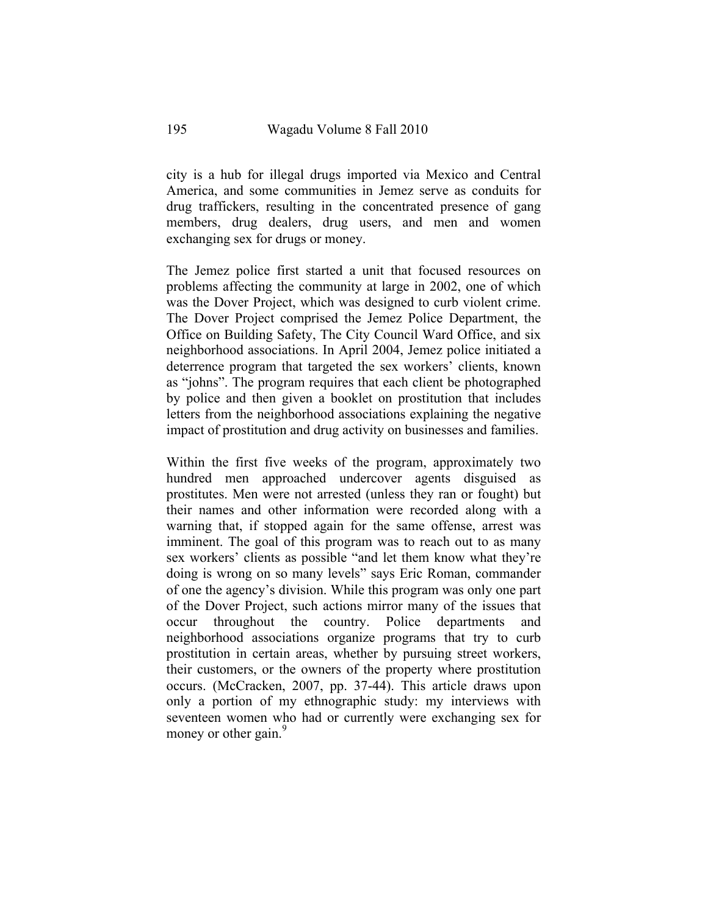city is a hub for illegal drugs imported via Mexico and Central America, and some communities in Jemez serve as conduits for drug traffickers, resulting in the concentrated presence of gang members, drug dealers, drug users, and men and women exchanging sex for drugs or money.

The Jemez police first started a unit that focused resources on problems affecting the community at large in 2002, one of which was the Dover Project, which was designed to curb violent crime. The Dover Project comprised the Jemez Police Department, the Office on Building Safety, The City Council Ward Office, and six neighborhood associations. In April 2004, Jemez police initiated a deterrence program that targeted the sex workers' clients, known as "johns". The program requires that each client be photographed by police and then given a booklet on prostitution that includes letters from the neighborhood associations explaining the negative impact of prostitution and drug activity on businesses and families.

Within the first five weeks of the program, approximately two hundred men approached undercover agents disguised as prostitutes. Men were not arrested (unless they ran or fought) but their names and other information were recorded along with a warning that, if stopped again for the same offense, arrest was imminent. The goal of this program was to reach out to as many sex workers' clients as possible "and let them know what they're doing is wrong on so many levels" says Eric Roman, commander of one the agency's division. While this program was only one part of the Dover Project, such actions mirror many of the issues that occur throughout the country. Police departments and neighborhood associations organize programs that try to curb prostitution in certain areas, whether by pursuing street workers, their customers, or the owners of the property where prostitution occurs. (McCracken, 2007, pp. 37-44). This article draws upon only a portion of my ethnographic study: my interviews with seventeen women who had or currently were exchanging sex for money or other gain.[9]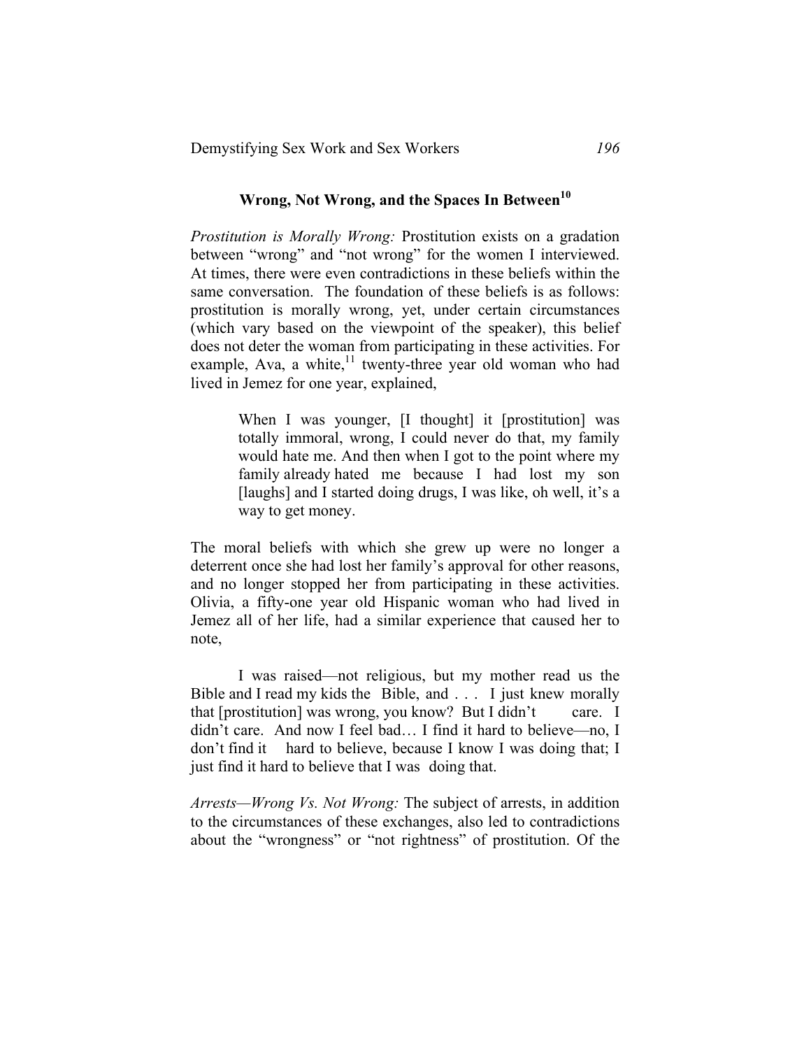## Wrong, Not Wrong, and the Spaces In Between[10]

*Prostitution is Morally Wrong:* Prostitution exists on a gradation between "wrong" and "not wrong" for the women I interviewed. At times, there were even contradictions in these beliefs within the same conversation. The foundation of these beliefs is as follows: prostitution is morally wrong, yet, under certain circumstances (which vary based on the viewpoint of the speaker), this belief does not deter the woman from participating in these activities. For example, Ava, a white,[11] twenty-three year old woman who had lived in Jemez for one year, explained,

> When I was younger, [I thought] it [prostitution] was totally immoral, wrong, I could never do that, my family would hate me. And then when I got to the point where my family already hated me because I had lost my son [laughs] and I started doing drugs, I was like, oh well, it's a way to get money.

The moral beliefs with which she grew up were no longer a deterrent once she had lost her family's approval for other reasons, and no longer stopped her from participating in these activities. Olivia, a fifty-one year old Hispanic woman who had lived in Jemez all of her life, had a similar experience that caused her to note,

> I was raised—not religious, but my mother read us the Bible and I read my kids the Bible, and . . . I just knew morally that [prostitution] was wrong, you know? But I didn't care. I didn't care. And now I feel bad… I find it hard to believe—no, I don't find it hard to believe, because I know I was doing that; I just find it hard to believe that I was doing that.

*Arrests—Wrong Vs. Not Wrong:* The subject of arrests, in addition to the circumstances of these exchanges, also led to contradictions about the "wrongness" or "not rightness" of prostitution. Of the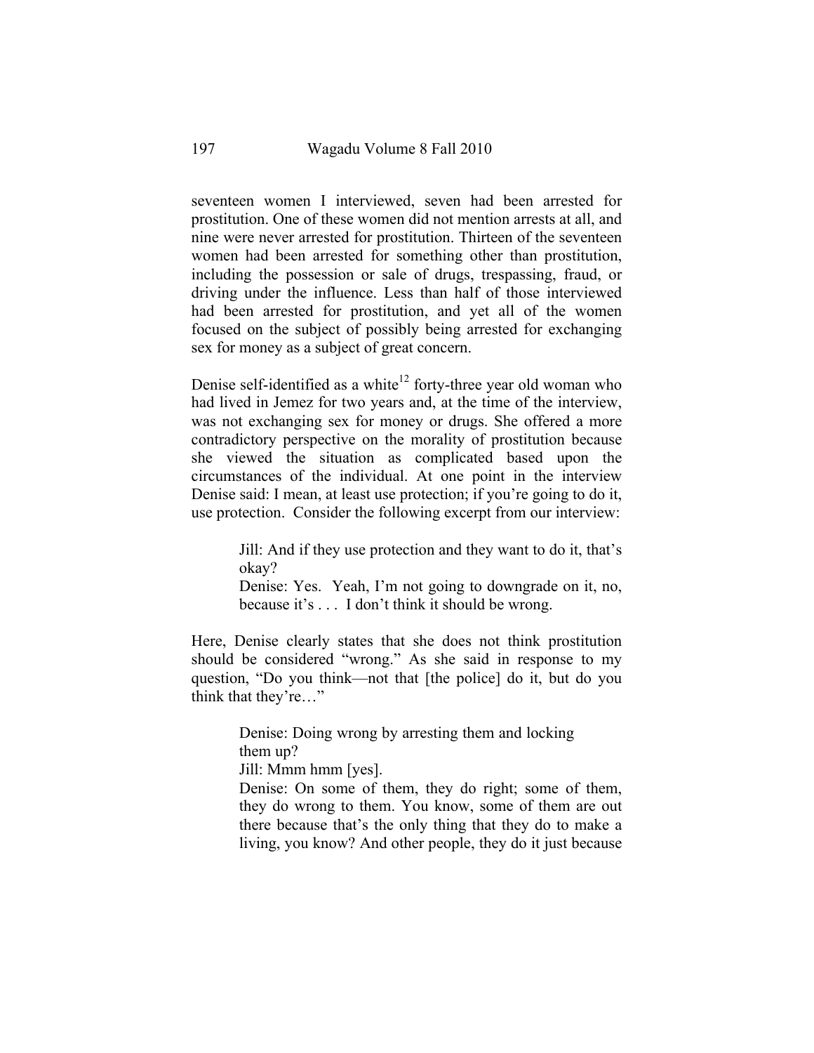seventeen women I interviewed, seven had been arrested for prostitution. One of these women did not mention arrests at all, and nine were never arrested for prostitution. Thirteen of the seventeen women had been arrested for something other than prostitution, including the possession or sale of drugs, trespassing, fraud, or driving under the influence. Less than half of those interviewed had been arrested for prostitution, and yet all of the women focused on the subject of possibly being arrested for exchanging sex for money as a subject of great concern.

Denise self-identified as a white[12] forty-three year old woman who had lived in Jemez for two years and, at the time of the interview, was not exchanging sex for money or drugs. She offered a more contradictory perspective on the morality of prostitution because she viewed the situation as complicated based upon the circumstances of the individual. At one point in the interview Denise said: I mean, at least use protection; if you're going to do it, use protection. Consider the following excerpt from our interview:

> Jill: And if they use protection and they want to do it, that's okay?
> Denise: Yes. Yeah, I'm not going to downgrade on it, no, because it's . . . I don't think it should be wrong.

Here, Denise clearly states that she does not think prostitution should be considered "wrong." As she said in response to my question, "Do you think—not that [the police] do it, but do you think that they're…"

> Denise: Doing wrong by arresting them and locking them up?
> Jill: Mmm hmm [yes].
> Denise: On some of them, they do right; some of them, they do wrong to them. You know, some of them are out there because that's the only thing that they do to make a living, you know? And other people, they do it just because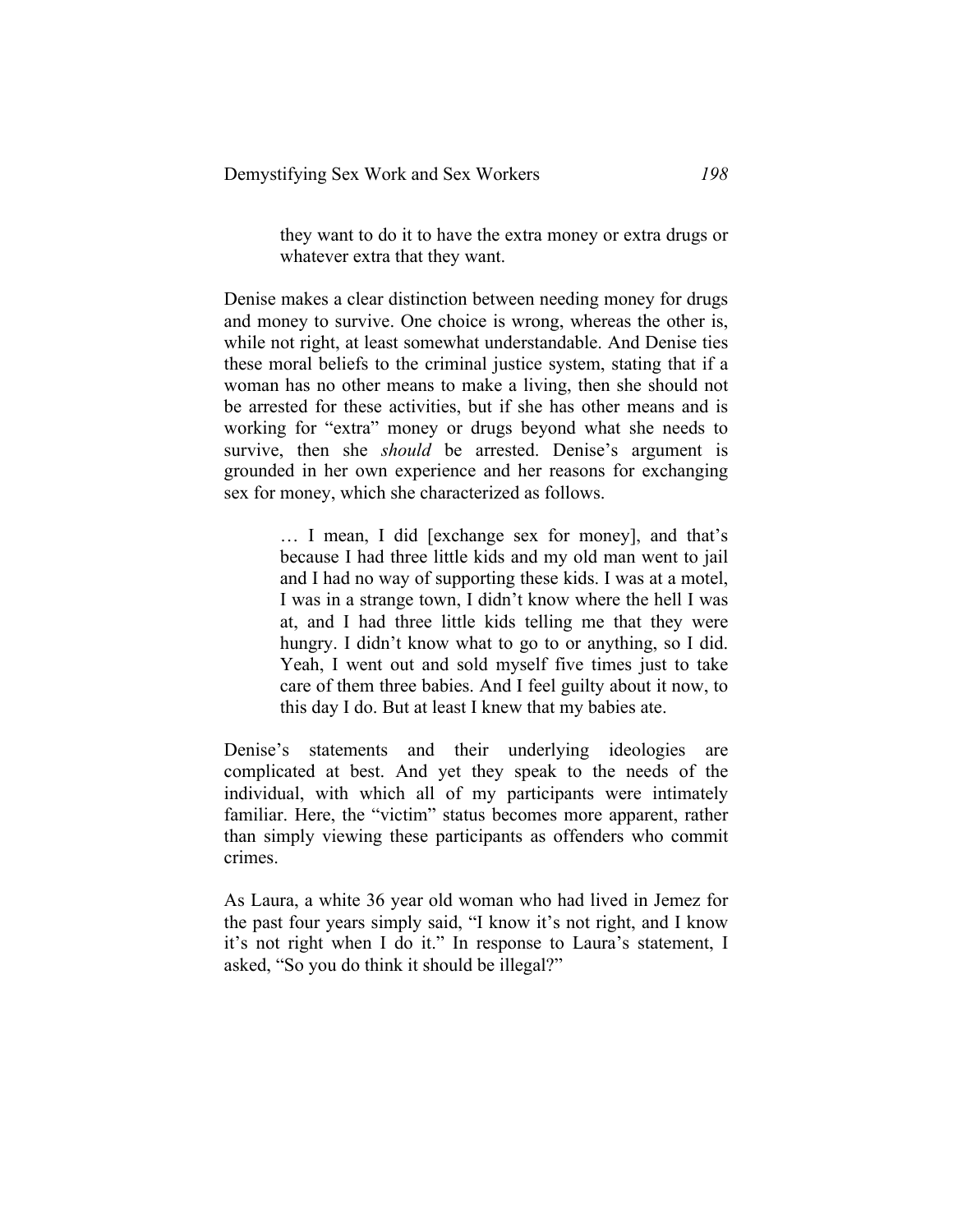> they want to do it to have the extra money or extra drugs or whatever extra that they want.

Denise makes a clear distinction between needing money for drugs and money to survive. One choice is wrong, whereas the other is, while not right, at least somewhat understandable. And Denise ties these moral beliefs to the criminal justice system, stating that if a woman has no other means to make a living, then she should not be arrested for these activities, but if she has other means and is working for "extra" money or drugs beyond what she needs to survive, then she *should* be arrested. Denise's argument is grounded in her own experience and her reasons for exchanging sex for money, which she characterized as follows.

> … I mean, I did [exchange sex for money], and that's because I had three little kids and my old man went to jail and I had no way of supporting these kids. I was at a motel, I was in a strange town, I didn't know where the hell I was at, and I had three little kids telling me that they were hungry. I didn't know what to go to or anything, so I did. Yeah, I went out and sold myself five times just to take care of them three babies. And I feel guilty about it now, to this day I do. But at least I knew that my babies ate.

Denise's statements and their underlying ideologies are complicated at best. And yet they speak to the needs of the individual, with which all of my participants were intimately familiar. Here, the "victim" status becomes more apparent, rather than simply viewing these participants as offenders who commit crimes.

As Laura, a white 36 year old woman who had lived in Jemez for the past four years simply said, "I know it's not right, and I know it's not right when I do it." In response to Laura's statement, I asked, "So you do think it should be illegal?"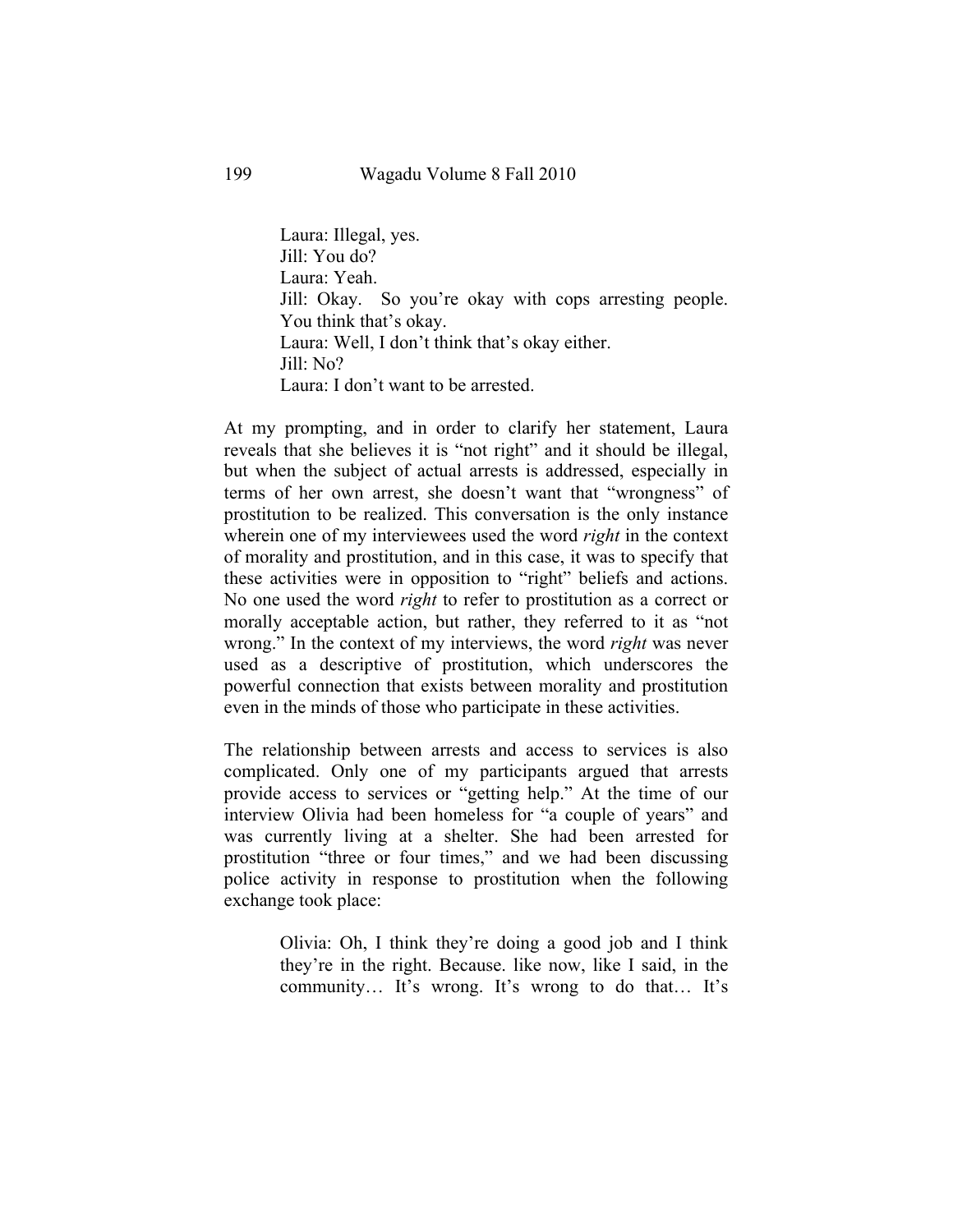> Laura: Illegal, yes.
> Jill: You do?
> Laura: Yeah.
> Jill: Okay. So you're okay with cops arresting people. You think that's okay.
> Laura: Well, I don't think that's okay either.
> Jill: No?
> Laura: I don't want to be arrested.

At my prompting, and in order to clarify her statement, Laura reveals that she believes it is "not right" and it should be illegal, but when the subject of actual arrests is addressed, especially in terms of her own arrest, she doesn't want that "wrongness" of prostitution to be realized. This conversation is the only instance wherein one of my interviewees used the word *right* in the context of morality and prostitution, and in this case, it was to specify that these activities were in opposition to "right" beliefs and actions. No one used the word *right* to refer to prostitution as a correct or morally acceptable action, but rather, they referred to it as "not wrong." In the context of my interviews, the word *right* was never used as a descriptive of prostitution, which underscores the powerful connection that exists between morality and prostitution even in the minds of those who participate in these activities.

The relationship between arrests and access to services is also complicated. Only one of my participants argued that arrests provide access to services or "getting help." At the time of our interview Olivia had been homeless for "a couple of years" and was currently living at a shelter. She had been arrested for prostitution "three or four times," and we had been discussing police activity in response to prostitution when the following exchange took place:

> Olivia: Oh, I think they're doing a good job and I think they're in the right. Because. like now, like I said, in the community… It's wrong. It's wrong to do that… It's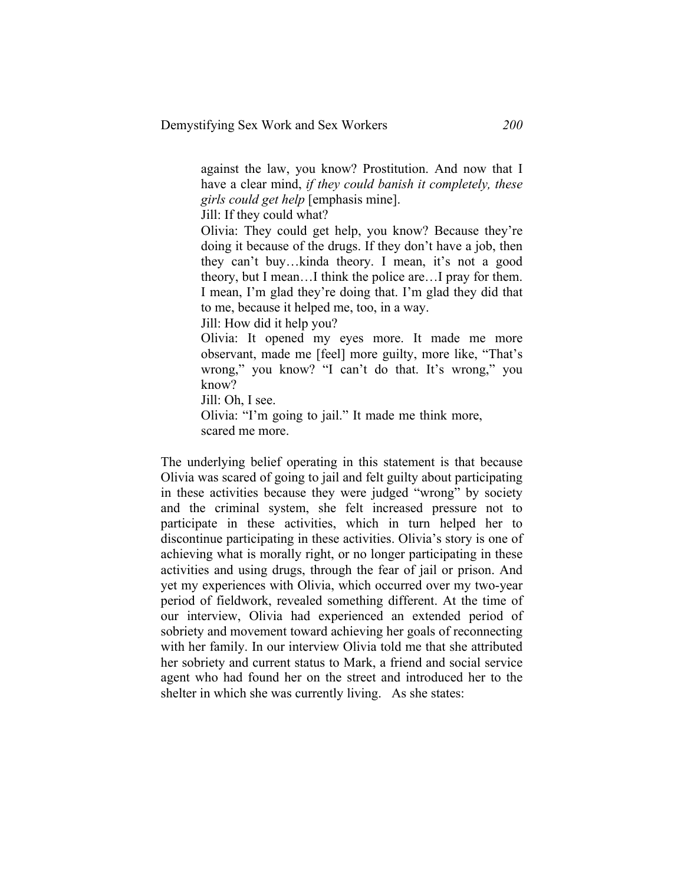> against the law, you know? Prostitution. And now that I have a clear mind, *if they could banish it completely, these girls could get help* [emphasis mine].
>
> Jill: If they could what?
>
> Olivia: They could get help, you know? Because they're doing it because of the drugs. If they don't have a job, then they can't buy…kinda theory. I mean, it's not a good theory, but I mean…I think the police are…I pray for them. I mean, I'm glad they're doing that. I'm glad they did that to me, because it helped me, too, in a way.
>
> Jill: How did it help you?
>
> Olivia: It opened my eyes more. It made me more observant, made me [feel] more guilty, more like, "That's wrong," you know? "I can't do that. It's wrong," you know?
>
> Jill: Oh, I see.
>
> Olivia: "I'm going to jail." It made me think more, scared me more.

The underlying belief operating in this statement is that because Olivia was scared of going to jail and felt guilty about participating in these activities because they were judged "wrong" by society and the criminal system, she felt increased pressure not to participate in these activities, which in turn helped her to discontinue participating in these activities. Olivia's story is one of achieving what is morally right, or no longer participating in these activities and using drugs, through the fear of jail or prison. And yet my experiences with Olivia, which occurred over my two-year period of fieldwork, revealed something different. At the time of our interview, Olivia had experienced an extended period of sobriety and movement toward achieving her goals of reconnecting with her family. In our interview Olivia told me that she attributed her sobriety and current status to Mark, a friend and social service agent who had found her on the street and introduced her to the shelter in which she was currently living. As she states: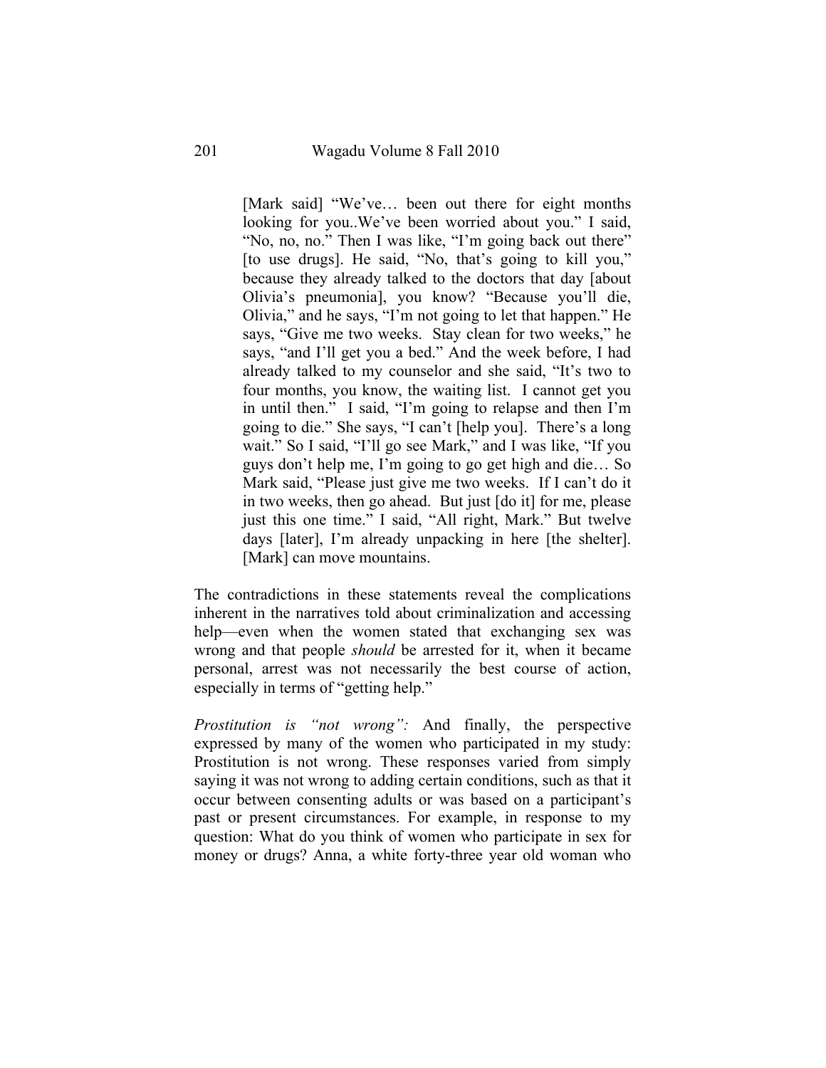> [Mark said] "We've… been out there for eight months looking for you..We've been worried about you." I said, "No, no, no." Then I was like, "I'm going back out there" [to use drugs]. He said, "No, that's going to kill you," because they already talked to the doctors that day [about Olivia's pneumonia], you know? "Because you'll die, Olivia," and he says, "I'm not going to let that happen." He says, "Give me two weeks. Stay clean for two weeks," he says, "and I'll get you a bed." And the week before, I had already talked to my counselor and she said, "It's two to four months, you know, the waiting list. I cannot get you in until then." I said, "I'm going to relapse and then I'm going to die." She says, "I can't [help you]. There's a long wait." So I said, "I'll go see Mark," and I was like, "If you guys don't help me, I'm going to go get high and die… So Mark said, "Please just give me two weeks. If I can't do it in two weeks, then go ahead. But just [do it] for me, please just this one time." I said, "All right, Mark." But twelve days [later], I'm already unpacking in here [the shelter]. [Mark] can move mountains.

The contradictions in these statements reveal the complications inherent in the narratives told about criminalization and accessing help—even when the women stated that exchanging sex was wrong and that people *should* be arrested for it, when it became personal, arrest was not necessarily the best course of action, especially in terms of "getting help."

*Prostitution is "not wrong":* And finally, the perspective expressed by many of the women who participated in my study: Prostitution is not wrong. These responses varied from simply saying it was not wrong to adding certain conditions, such as that it occur between consenting adults or was based on a participant's past or present circumstances. For example, in response to my question: What do you think of women who participate in sex for money or drugs? Anna, a white forty-three year old woman who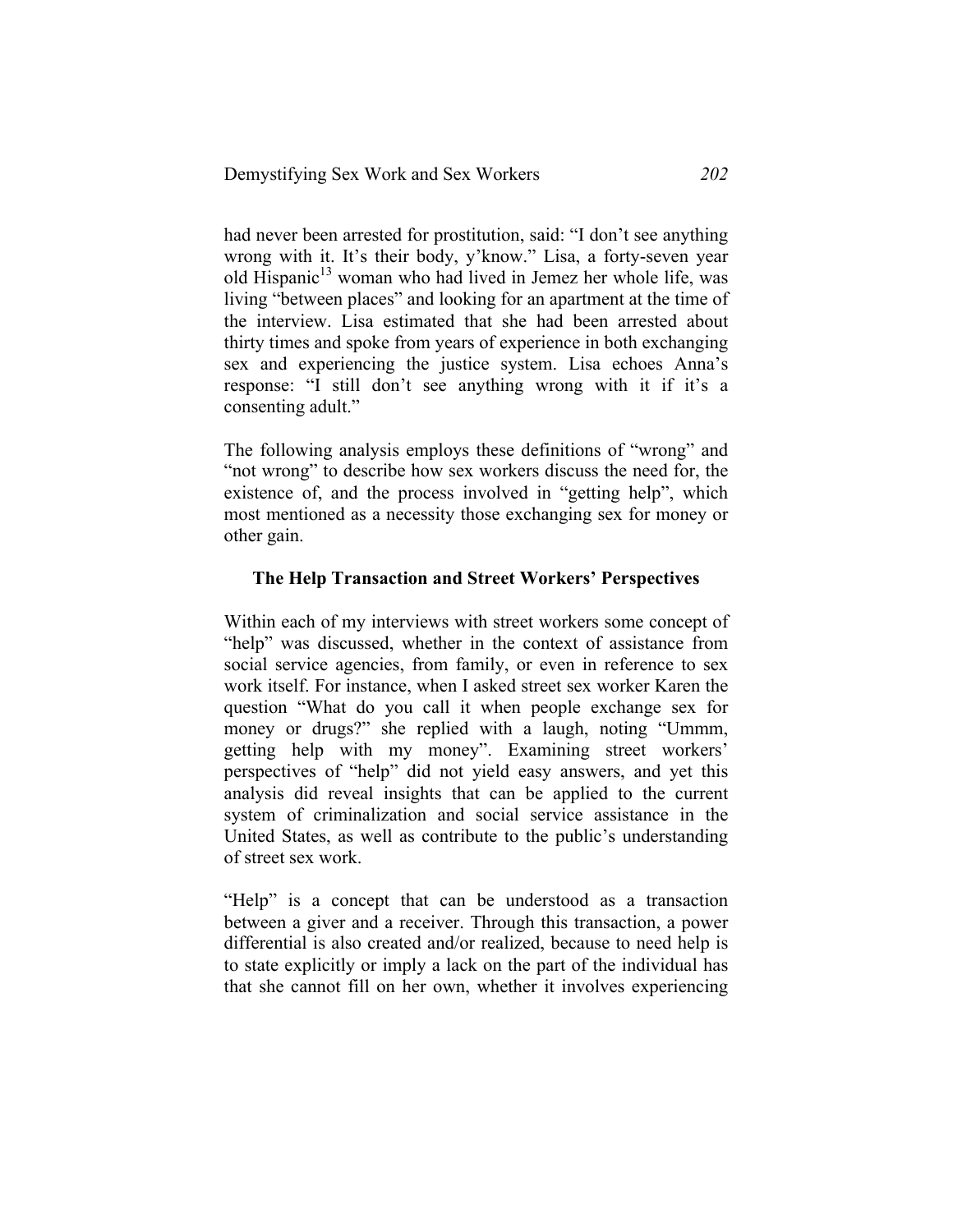had never been arrested for prostitution, said: "I don't see anything wrong with it. It's their body, y'know." Lisa, a forty-seven year old Hispanic[13] woman who had lived in Jemez her whole life, was living "between places" and looking for an apartment at the time of the interview. Lisa estimated that she had been arrested about thirty times and spoke from years of experience in both exchanging sex and experiencing the justice system. Lisa echoes Anna's response: "I still don't see anything wrong with it if it's a consenting adult."

The following analysis employs these definitions of "wrong" and "not wrong" to describe how sex workers discuss the need for, the existence of, and the process involved in "getting help", which most mentioned as a necessity those exchanging sex for money or other gain.

### The Help Transaction and Street Workers' Perspectives

Within each of my interviews with street workers some concept of "help" was discussed, whether in the context of assistance from social service agencies, from family, or even in reference to sex work itself. For instance, when I asked street sex worker Karen the question "What do you call it when people exchange sex for money or drugs?" she replied with a laugh, noting "Ummm, getting help with my money". Examining street workers' perspectives of "help" did not yield easy answers, and yet this analysis did reveal insights that can be applied to the current system of criminalization and social service assistance in the United States, as well as contribute to the public's understanding of street sex work.

"Help" is a concept that can be understood as a transaction between a giver and a receiver. Through this transaction, a power differential is also created and/or realized, because to need help is to state explicitly or imply a lack on the part of the individual has that she cannot fill on her own, whether it involves experiencing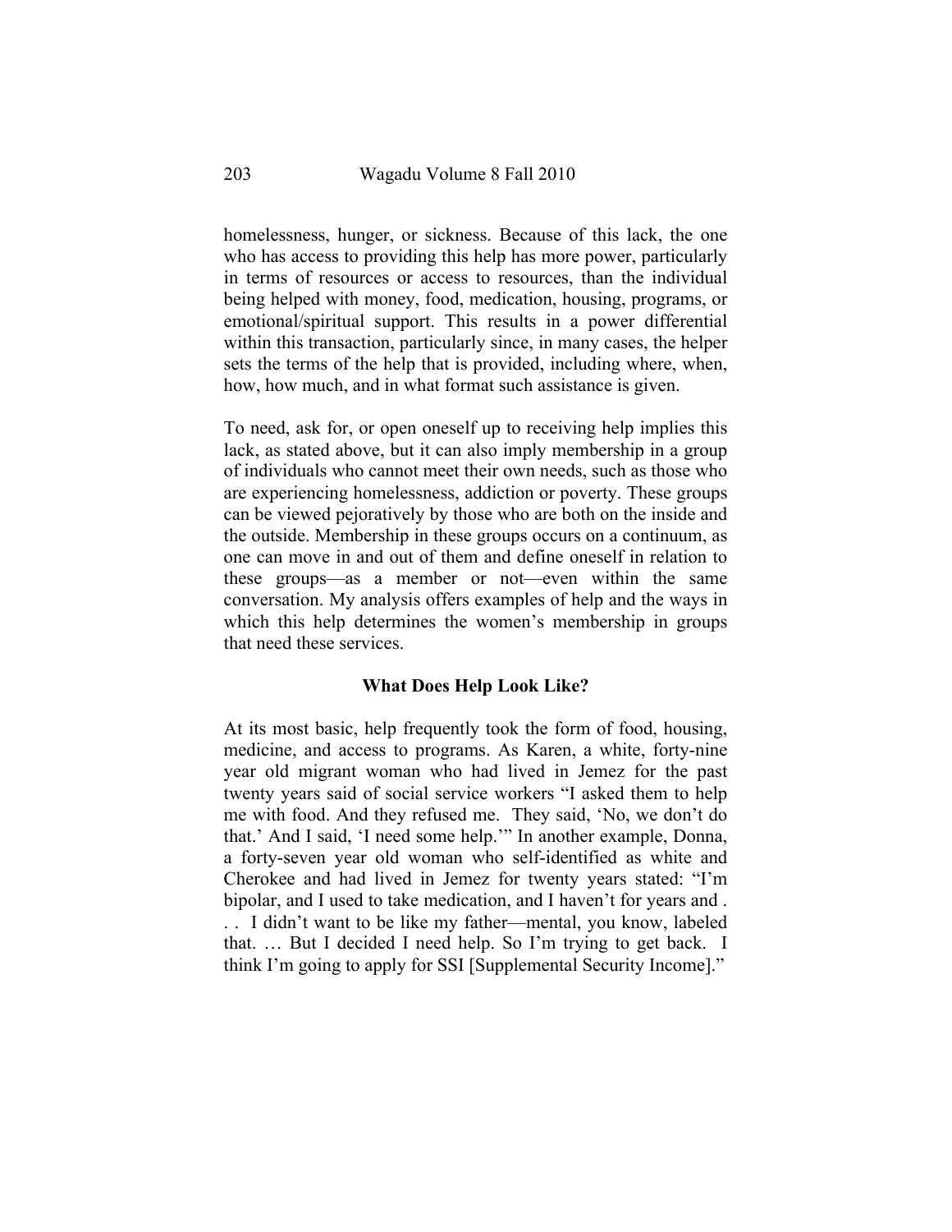homelessness, hunger, or sickness. Because of this lack, the one who has access to providing this help has more power, particularly in terms of resources or access to resources, than the individual being helped with money, food, medication, housing, programs, or emotional/spiritual support. This results in a power differential within this transaction, particularly since, in many cases, the helper sets the terms of the help that is provided, including where, when, how, how much, and in what format such assistance is given.

To need, ask for, or open oneself up to receiving help implies this lack, as stated above, but it can also imply membership in a group of individuals who cannot meet their own needs, such as those who are experiencing homelessness, addiction or poverty. These groups can be viewed pejoratively by those who are both on the inside and the outside. Membership in these groups occurs on a continuum, as one can move in and out of them and define oneself in relation to these groups—as a member or not—even within the same conversation. My analysis offers examples of help and the ways in which this help determines the women's membership in groups that need these services.

### What Does Help Look Like?

At its most basic, help frequently took the form of food, housing, medicine, and access to programs. As Karen, a white, forty-nine year old migrant woman who had lived in Jemez for the past twenty years said of social service workers "I asked them to help me with food. And they refused me. They said, 'No, we don't do that.' And I said, 'I need some help.'" In another example, Donna, a forty-seven year old woman who self-identified as white and Cherokee and had lived in Jemez for twenty years stated: "I'm bipolar, and I used to take medication, and I haven't for years and . . . I didn't want to be like my father—mental, you know, labeled that. … But I decided I need help. So I'm trying to get back. I think I'm going to apply for SSI [Supplemental Security Income]."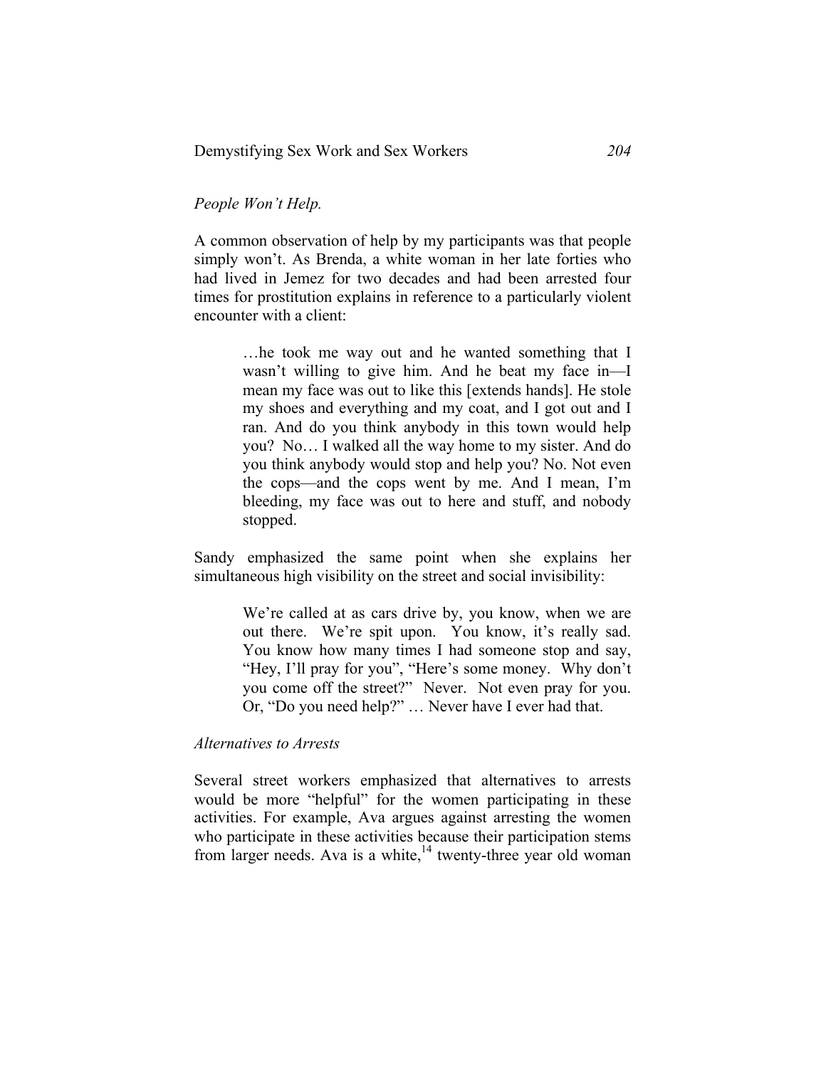*People Won't Help.*

A common observation of help by my participants was that people simply won't. As Brenda, a white woman in her late forties who had lived in Jemez for two decades and had been arrested four times for prostitution explains in reference to a particularly violent encounter with a client:

> …he took me way out and he wanted something that I wasn't willing to give him. And he beat my face in—I mean my face was out to like this [extends hands]. He stole my shoes and everything and my coat, and I got out and I ran. And do you think anybody in this town would help you? No… I walked all the way home to my sister. And do you think anybody would stop and help you? No. Not even the cops—and the cops went by me. And I mean, I'm bleeding, my face was out to here and stuff, and nobody stopped.

Sandy emphasized the same point when she explains her simultaneous high visibility on the street and social invisibility:

> We're called at as cars drive by, you know, when we are out there. We're spit upon. You know, it's really sad. You know how many times I had someone stop and say, "Hey, I'll pray for you", "Here's some money. Why don't you come off the street?" Never. Not even pray for you. Or, "Do you need help?" … Never have I ever had that.

*Alternatives to Arrests*

Several street workers emphasized that alternatives to arrests would be more "helpful" for the women participating in these activities. For example, Ava argues against arresting the women who participate in these activities because their participation stems from larger needs. Ava is a white,[14] twenty-three year old woman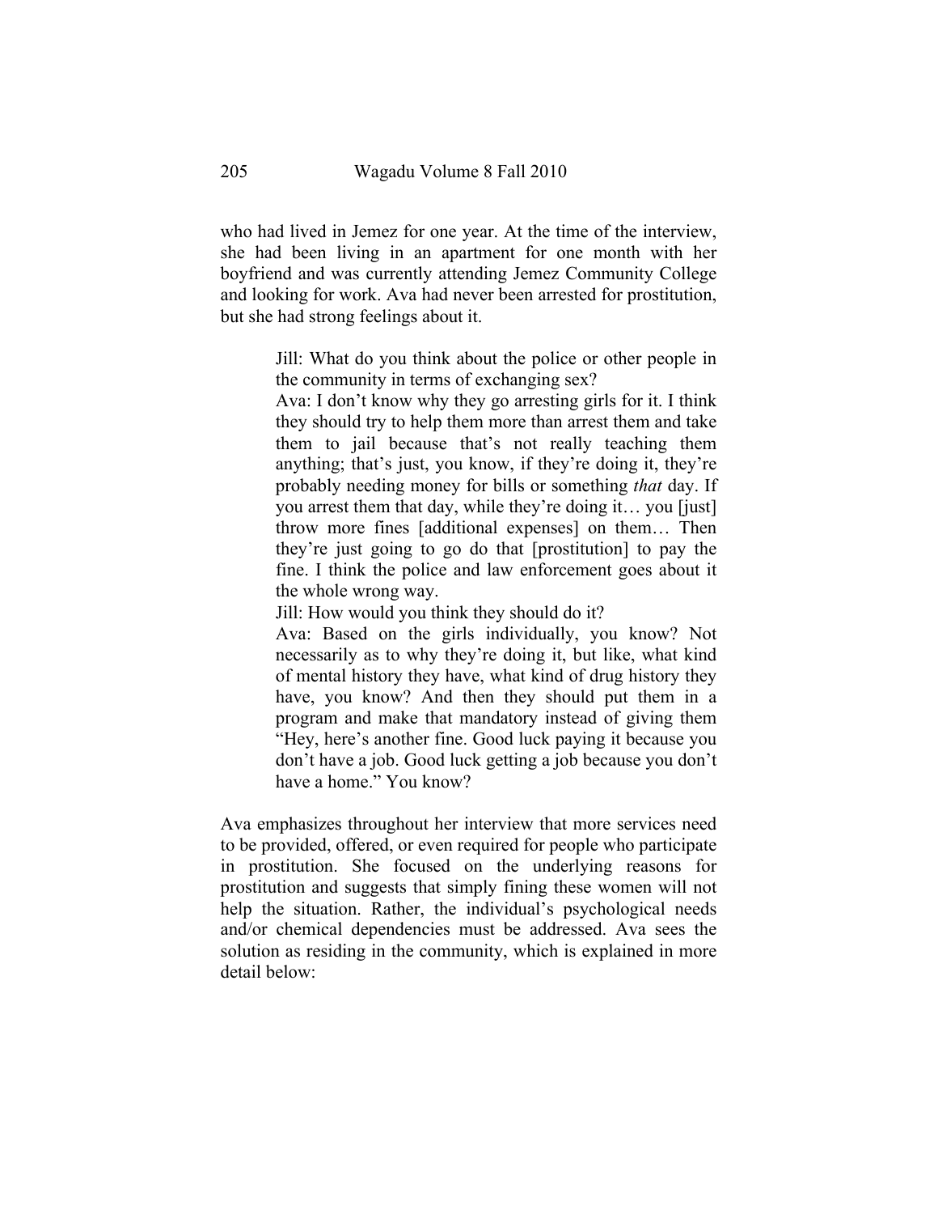who had lived in Jemez for one year. At the time of the interview, she had been living in an apartment for one month with her boyfriend and was currently attending Jemez Community College and looking for work. Ava had never been arrested for prostitution, but she had strong feelings about it.

> Jill: What do you think about the police or other people in the community in terms of exchanging sex?
>
> Ava: I don't know why they go arresting girls for it. I think they should try to help them more than arrest them and take them to jail because that's not really teaching them anything; that's just, you know, if they're doing it, they're probably needing money for bills or something *that* day. If you arrest them that day, while they're doing it… you [just] throw more fines [additional expenses] on them… Then they're just going to go do that [prostitution] to pay the fine. I think the police and law enforcement goes about it the whole wrong way.
>
> Jill: How would you think they should do it?
>
> Ava: Based on the girls individually, you know? Not necessarily as to why they're doing it, but like, what kind of mental history they have, what kind of drug history they have, you know? And then they should put them in a program and make that mandatory instead of giving them "Hey, here's another fine. Good luck paying it because you don't have a job. Good luck getting a job because you don't have a home." You know?

Ava emphasizes throughout her interview that more services need to be provided, offered, or even required for people who participate in prostitution. She focused on the underlying reasons for prostitution and suggests that simply fining these women will not help the situation. Rather, the individual's psychological needs and/or chemical dependencies must be addressed. Ava sees the solution as residing in the community, which is explained in more detail below: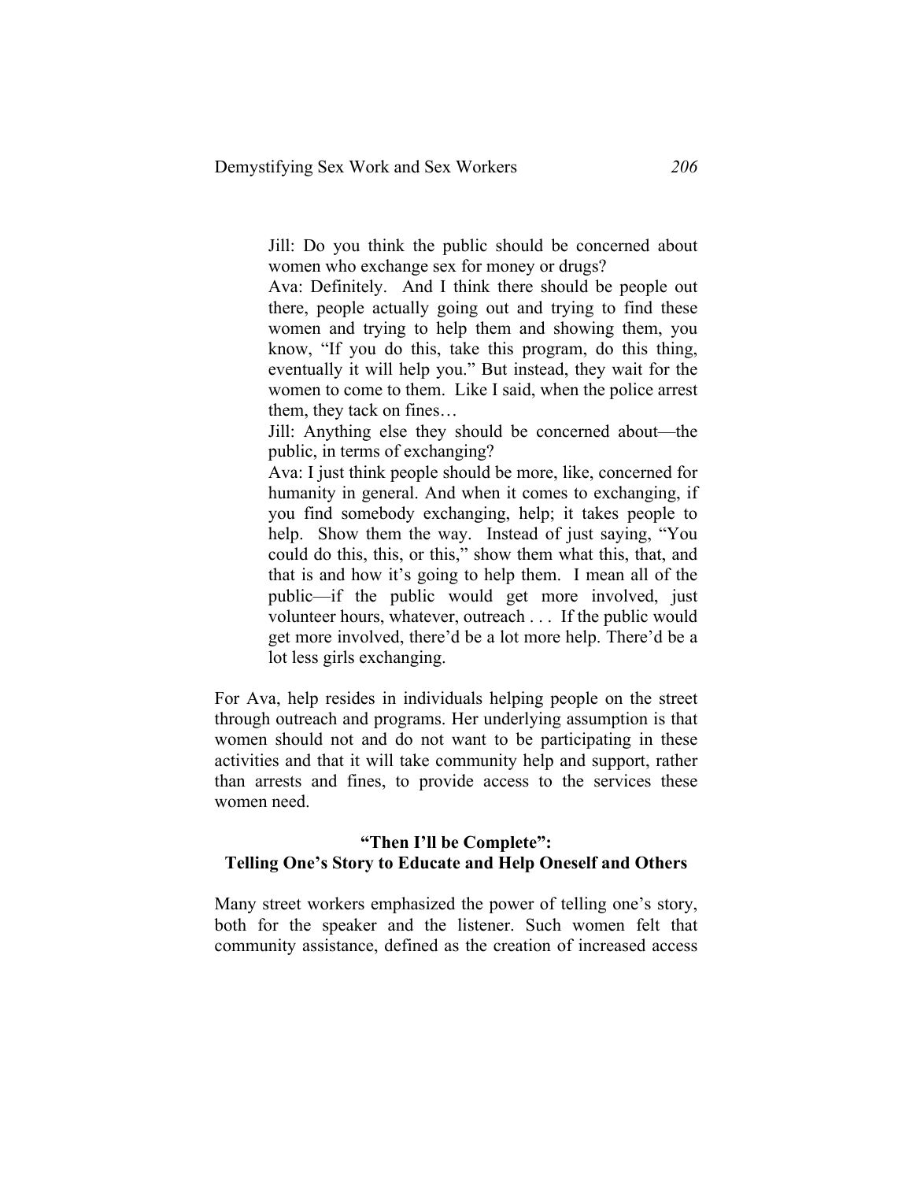> Jill: Do you think the public should be concerned about women who exchange sex for money or drugs?
>
> Ava: Definitely. And I think there should be people out there, people actually going out and trying to find these women and trying to help them and showing them, you know, "If you do this, take this program, do this thing, eventually it will help you." But instead, they wait for the women to come to them. Like I said, when the police arrest them, they tack on fines…
>
> Jill: Anything else they should be concerned about—the public, in terms of exchanging?
>
> Ava: I just think people should be more, like, concerned for humanity in general. And when it comes to exchanging, if you find somebody exchanging, help; it takes people to help. Show them the way. Instead of just saying, "You could do this, this, or this," show them what this, that, and that is and how it's going to help them. I mean all of the public—if the public would get more involved, just volunteer hours, whatever, outreach . . . If the public would get more involved, there'd be a lot more help. There'd be a lot less girls exchanging.

For Ava, help resides in individuals helping people on the street through outreach and programs. Her underlying assumption is that women should not and do not want to be participating in these activities and that it will take community help and support, rather than arrests and fines, to provide access to the services these women need.

## "Then I'll be Complete": Telling One's Story to Educate and Help Oneself and Others

Many street workers emphasized the power of telling one's story, both for the speaker and the listener. Such women felt that community assistance, defined as the creation of increased access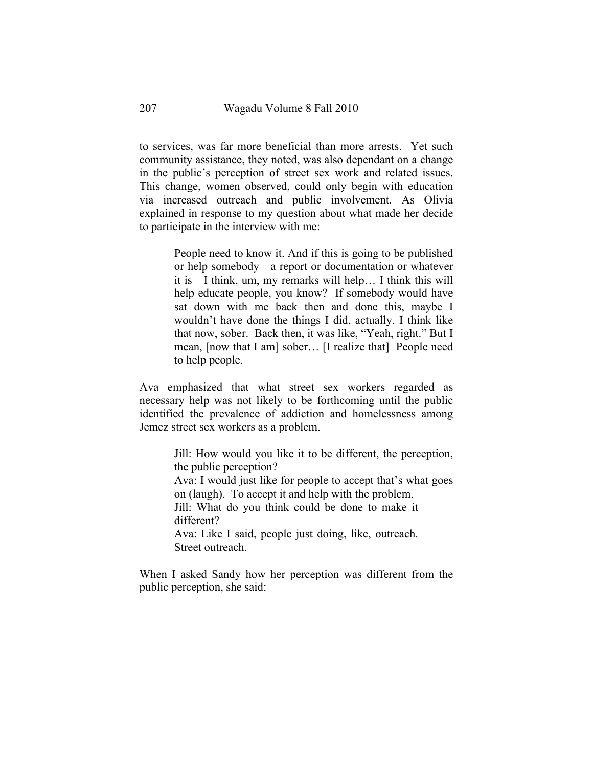to services, was far more beneficial than more arrests. Yet such community assistance, they noted, was also dependant on a change in the public's perception of street sex work and related issues. This change, women observed, could only begin with education via increased outreach and public involvement. As Olivia explained in response to my question about what made her decide to participate in the interview with me:

> People need to know it. And if this is going to be published or help somebody—a report or documentation or whatever it is—I think, um, my remarks will help… I think this will help educate people, you know? If somebody would have sat down with me back then and done this, maybe I wouldn't have done the things I did, actually. I think like that now, sober. Back then, it was like, "Yeah, right." But I mean, [now that I am] sober… [I realize that] People need to help people.

Ava emphasized that what street sex workers regarded as necessary help was not likely to be forthcoming until the public identified the prevalence of addiction and homelessness among Jemez street sex workers as a problem.

> Jill: How would you like it to be different, the perception, the public perception?
> Ava: I would just like for people to accept that's what goes on (laugh). To accept it and help with the problem.
> Jill: What do you think could be done to make it different?
> Ava: Like I said, people just doing, like, outreach. Street outreach.

When I asked Sandy how her perception was different from the public perception, she said: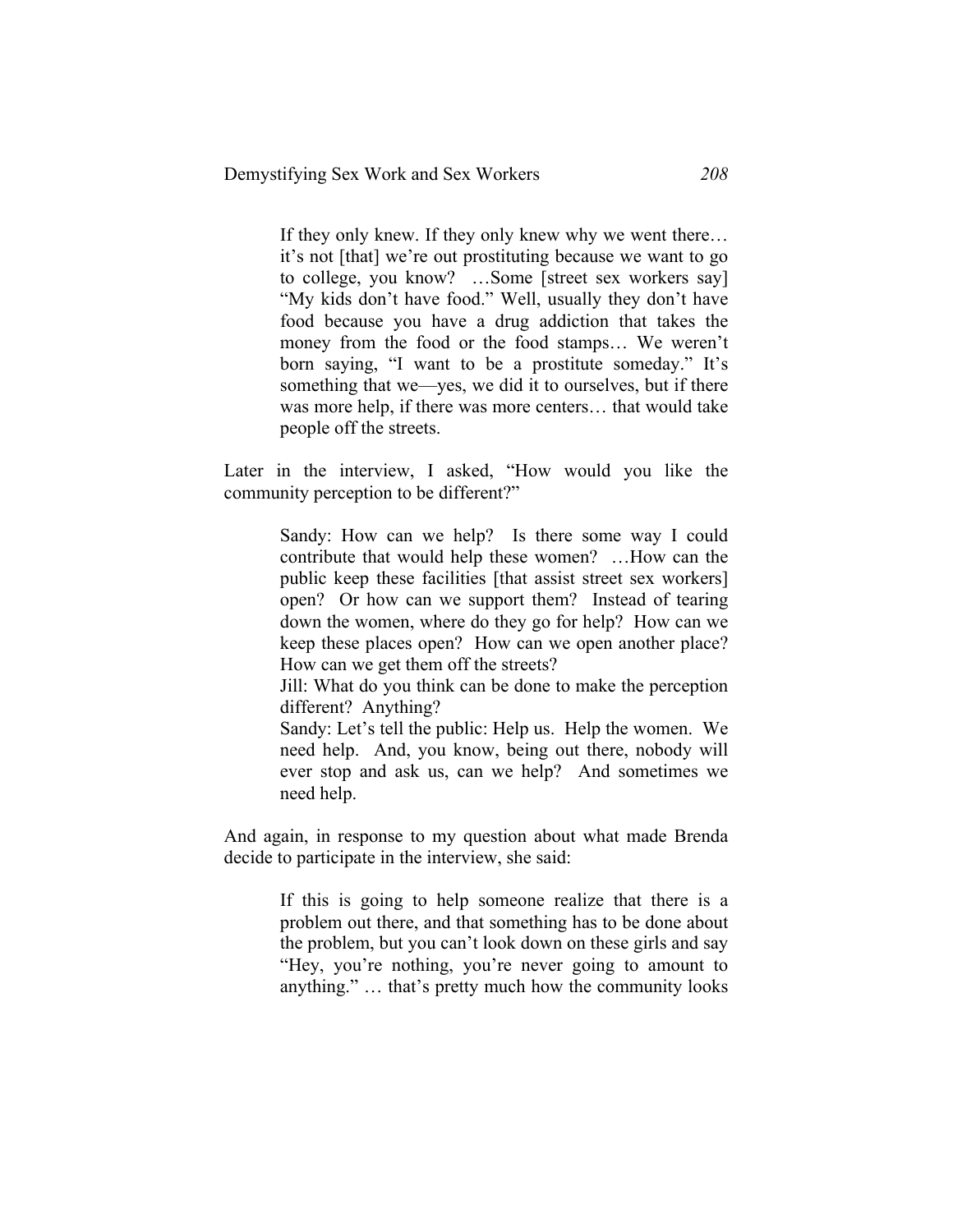> If they only knew. If they only knew why we went there… it's not [that] we're out prostituting because we want to go to college, you know? …Some [street sex workers say] "My kids don't have food." Well, usually they don't have food because you have a drug addiction that takes the money from the food or the food stamps… We weren't born saying, "I want to be a prostitute someday." It's something that we—yes, we did it to ourselves, but if there was more help, if there was more centers… that would take people off the streets.

Later in the interview, I asked, "How would you like the community perception to be different?"

> Sandy: How can we help? Is there some way I could contribute that would help these women? …How can the public keep these facilities [that assist street sex workers] open? Or how can we support them? Instead of tearing down the women, where do they go for help? How can we keep these places open? How can we open another place? How can we get them off the streets?
>
> Jill: What do you think can be done to make the perception different? Anything?
>
> Sandy: Let's tell the public: Help us. Help the women. We need help. And, you know, being out there, nobody will ever stop and ask us, can we help? And sometimes we need help.

And again, in response to my question about what made Brenda decide to participate in the interview, she said:

> If this is going to help someone realize that there is a problem out there, and that something has to be done about the problem, but you can't look down on these girls and say "Hey, you're nothing, you're never going to amount to anything." … that's pretty much how the community looks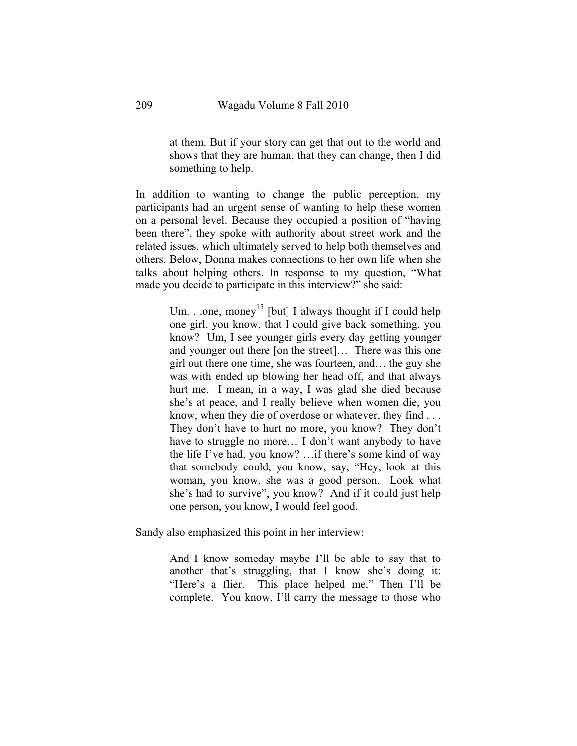> at them. But if your story can get that out to the world and shows that they are human, that they can change, then I did something to help.

In addition to wanting to change the public perception, my participants had an urgent sense of wanting to help these women on a personal level. Because they occupied a position of "having been there", they spoke with authority about street work and the related issues, which ultimately served to help both themselves and others. Below, Donna makes connections to her own life when she talks about helping others. In response to my question, "What made you decide to participate in this interview?" she said:

> Um. . .one, money[15] [but] I always thought if I could help one girl, you know, that I could give back something, you know? Um, I see younger girls every day getting younger and younger out there [on the street]… There was this one girl out there one time, she was fourteen, and… the guy she was with ended up blowing her head off, and that always hurt me. I mean, in a way, I was glad she died because she's at peace, and I really believe when women die, you know, when they die of overdose or whatever, they find . . . They don't have to hurt no more, you know? They don't have to struggle no more… I don't want anybody to have the life I've had, you know? …if there's some kind of way that somebody could, you know, say, "Hey, look at this woman, you know, she was a good person. Look what she's had to survive", you know? And if it could just help one person, you know, I would feel good.

Sandy also emphasized this point in her interview:

> And I know someday maybe I'll be able to say that to another that's struggling, that I know she's doing it: "Here's a flier. This place helped me." Then I'll be complete. You know, I'll carry the message to those who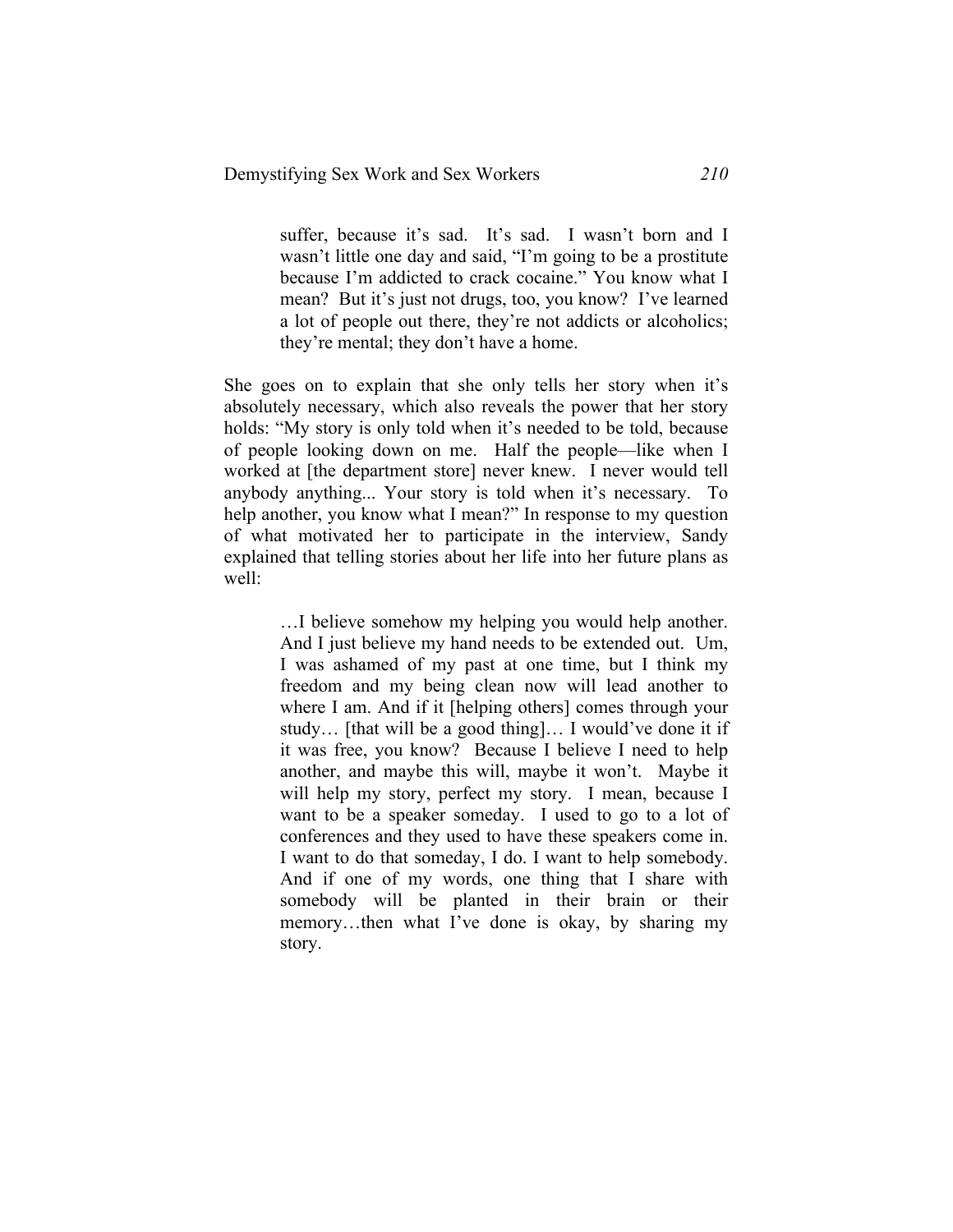> suffer, because it's sad. It's sad. I wasn't born and I wasn't little one day and said, "I'm going to be a prostitute because I'm addicted to crack cocaine." You know what I mean? But it's just not drugs, too, you know? I've learned a lot of people out there, they're not addicts or alcoholics; they're mental; they don't have a home.

She goes on to explain that she only tells her story when it's absolutely necessary, which also reveals the power that her story holds: "My story is only told when it's needed to be told, because of people looking down on me. Half the people—like when I worked at [the department store] never knew. I never would tell anybody anything... Your story is told when it's necessary. To help another, you know what I mean?" In response to my question of what motivated her to participate in the interview, Sandy explained that telling stories about her life into her future plans as well:

> …I believe somehow my helping you would help another. And I just believe my hand needs to be extended out. Um, I was ashamed of my past at one time, but I think my freedom and my being clean now will lead another to where I am. And if it [helping others] comes through your study… [that will be a good thing]… I would've done it if it was free, you know? Because I believe I need to help another, and maybe this will, maybe it won't. Maybe it will help my story, perfect my story. I mean, because I want to be a speaker someday. I used to go to a lot of conferences and they used to have these speakers come in. I want to do that someday, I do. I want to help somebody. And if one of my words, one thing that I share with somebody will be planted in their brain or their memory…then what I've done is okay, by sharing my story.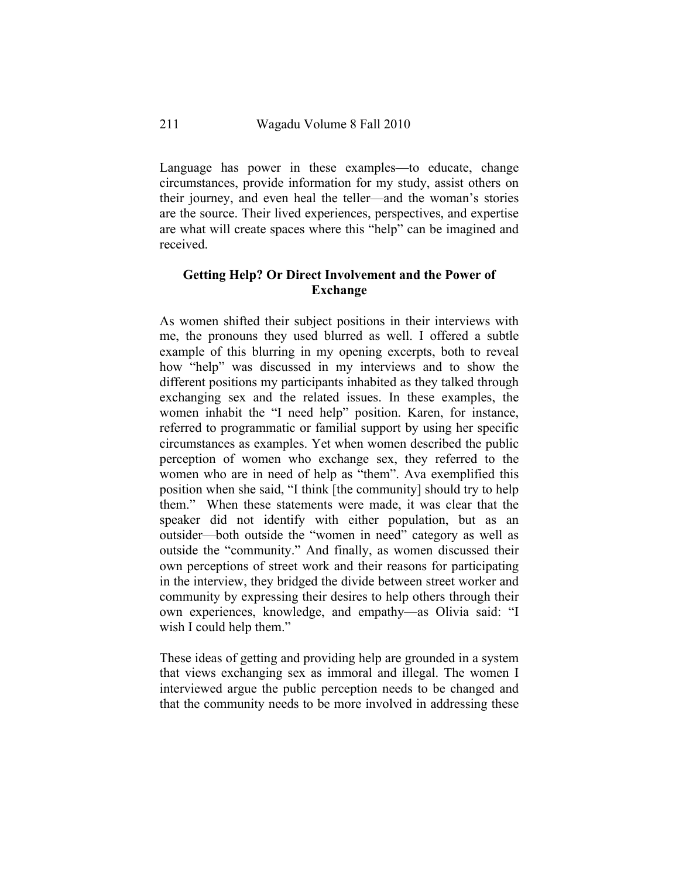Language has power in these examples—to educate, change circumstances, provide information for my study, assist others on their journey, and even heal the teller—and the woman's stories are the source. Their lived experiences, perspectives, and expertise are what will create spaces where this "help" can be imagined and received.

### Getting Help? Or Direct Involvement and the Power of Exchange

As women shifted their subject positions in their interviews with me, the pronouns they used blurred as well. I offered a subtle example of this blurring in my opening excerpts, both to reveal how "help" was discussed in my interviews and to show the different positions my participants inhabited as they talked through exchanging sex and the related issues. In these examples, the women inhabit the "I need help" position. Karen, for instance, referred to programmatic or familial support by using her specific circumstances as examples. Yet when women described the public perception of women who exchange sex, they referred to the women who are in need of help as "them". Ava exemplified this position when she said, "I think [the community] should try to help them." When these statements were made, it was clear that the speaker did not identify with either population, but as an outsider—both outside the "women in need" category as well as outside the "community." And finally, as women discussed their own perceptions of street work and their reasons for participating in the interview, they bridged the divide between street worker and community by expressing their desires to help others through their own experiences, knowledge, and empathy—as Olivia said: "I wish I could help them."

These ideas of getting and providing help are grounded in a system that views exchanging sex as immoral and illegal. The women I interviewed argue the public perception needs to be changed and that the community needs to be more involved in addressing these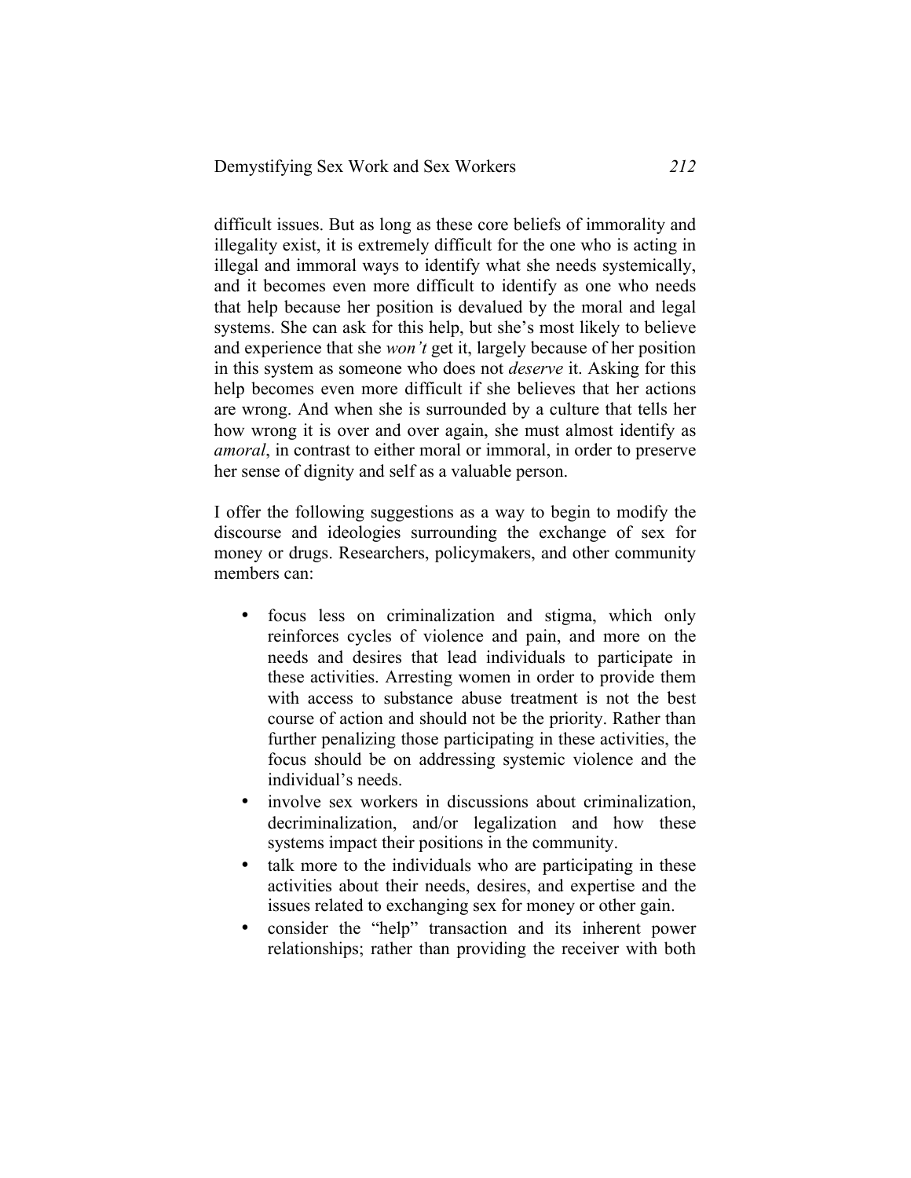difficult issues. But as long as these core beliefs of immorality and illegality exist, it is extremely difficult for the one who is acting in illegal and immoral ways to identify what she needs systemically, and it becomes even more difficult to identify as one who needs that help because her position is devalued by the moral and legal systems. She can ask for this help, but she's most likely to believe and experience that she *won't* get it, largely because of her position in this system as someone who does not *deserve* it. Asking for this help becomes even more difficult if she believes that her actions are wrong. And when she is surrounded by a culture that tells her how wrong it is over and over again, she must almost identify as *amoral*, in contrast to either moral or immoral, in order to preserve her sense of dignity and self as a valuable person.

I offer the following suggestions as a way to begin to modify the discourse and ideologies surrounding the exchange of sex for money or drugs. Researchers, policymakers, and other community members can:

- focus less on criminalization and stigma, which only reinforces cycles of violence and pain, and more on the needs and desires that lead individuals to participate in these activities. Arresting women in order to provide them with access to substance abuse treatment is not the best course of action and should not be the priority. Rather than further penalizing those participating in these activities, the focus should be on addressing systemic violence and the individual's needs.
- involve sex workers in discussions about criminalization, decriminalization, and/or legalization and how these systems impact their positions in the community.
- talk more to the individuals who are participating in these activities about their needs, desires, and expertise and the issues related to exchanging sex for money or other gain.
- consider the "help" transaction and its inherent power relationships; rather than providing the receiver with both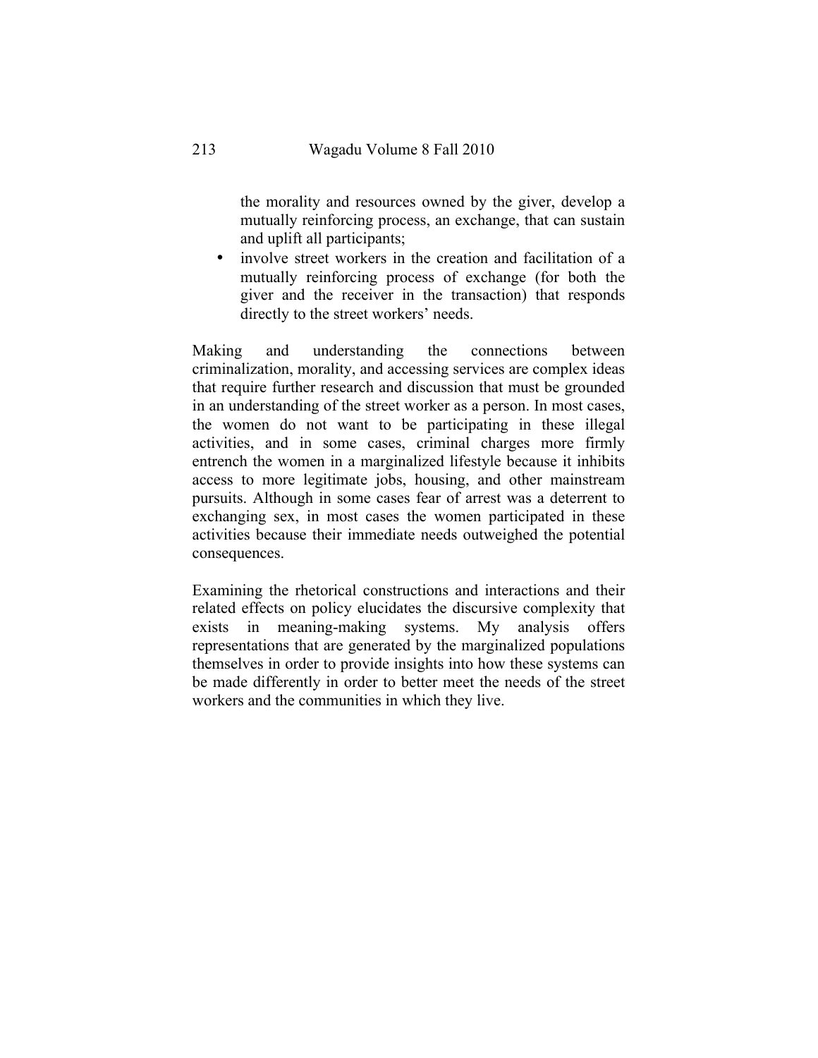the morality and resources owned by the giver, develop a mutually reinforcing process, an exchange, that can sustain and uplift all participants;

- involve street workers in the creation and facilitation of a mutually reinforcing process of exchange (for both the giver and the receiver in the transaction) that responds directly to the street workers' needs.

Making and understanding the connections between criminalization, morality, and accessing services are complex ideas that require further research and discussion that must be grounded in an understanding of the street worker as a person. In most cases, the women do not want to be participating in these illegal activities, and in some cases, criminal charges more firmly entrench the women in a marginalized lifestyle because it inhibits access to more legitimate jobs, housing, and other mainstream pursuits. Although in some cases fear of arrest was a deterrent to exchanging sex, in most cases the women participated in these activities because their immediate needs outweighed the potential consequences.

Examining the rhetorical constructions and interactions and their related effects on policy elucidates the discursive complexity that exists in meaning-making systems. My analysis offers representations that are generated by the marginalized populations themselves in order to provide insights into how these systems can be made differently in order to better meet the needs of the street workers and the communities in which they live.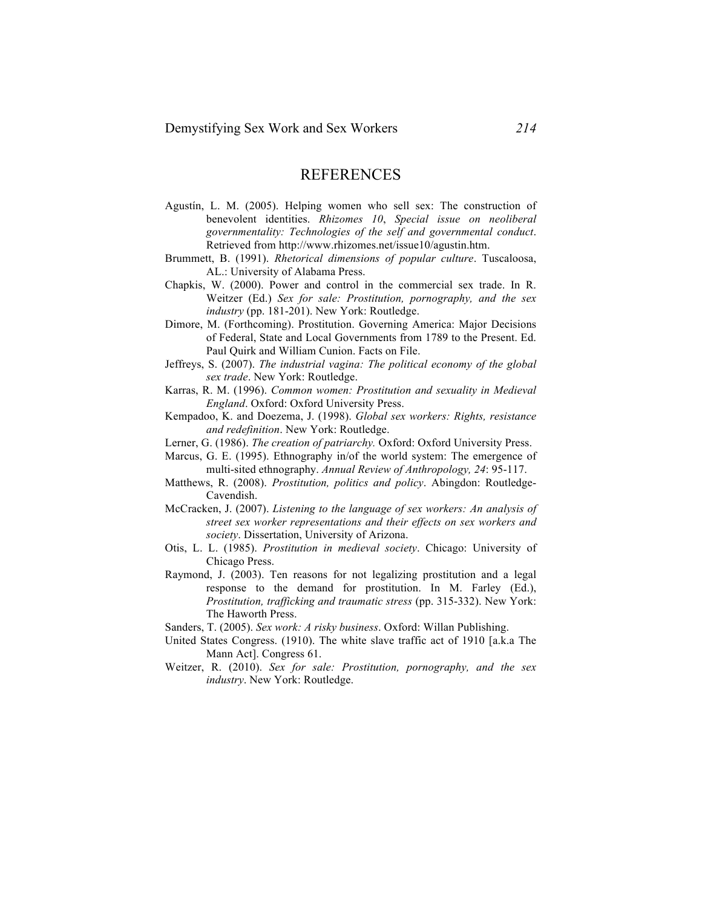# REFERENCES

Agustín, L. M. (2005). Helping women who sell sex: The construction of benevolent identities. *Rhizomes 10*, *Special issue on neoliberal governmentality: Technologies of the self and governmental conduct*. Retrieved from http://www.rhizomes.net/issue10/agustin.htm.

Brummett, B. (1991). *Rhetorical dimensions of popular culture*. Tuscaloosa, AL.: University of Alabama Press.

Chapkis, W. (2000). Power and control in the commercial sex trade. In R. Weitzer (Ed.) *Sex for sale: Prostitution, pornography, and the sex industry* (pp. 181-201). New York: Routledge.

Dimore, M. (Forthcoming). Prostitution. Governing America: Major Decisions of Federal, State and Local Governments from 1789 to the Present. Ed. Paul Quirk and William Cunion. Facts on File.

Jeffreys, S. (2007). *The industrial vagina: The political economy of the global sex trade*. New York: Routledge.

Karras, R. M. (1996). *Common women: Prostitution and sexuality in Medieval England*. Oxford: Oxford University Press.

Kempadoo, K. and Doezema, J. (1998). *Global sex workers: Rights, resistance and redefinition*. New York: Routledge.

Lerner, G. (1986). *The creation of patriarchy.* Oxford: Oxford University Press.

Marcus, G. E. (1995). Ethnography in/of the world system: The emergence of multi-sited ethnography. *Annual Review of Anthropology, 24*: 95-117.

Matthews, R. (2008). *Prostitution, politics and policy*. Abingdon: Routledge-Cavendish.

McCracken, J. (2007). *Listening to the language of sex workers: An analysis of street sex worker representations and their effects on sex workers and society*. Dissertation, University of Arizona.

Otis, L. L. (1985). *Prostitution in medieval society*. Chicago: University of Chicago Press.

Raymond, J. (2003). Ten reasons for not legalizing prostitution and a legal response to the demand for prostitution. In M. Farley (Ed.), *Prostitution, trafficking and traumatic stress* (pp. 315-332). New York: The Haworth Press.

Sanders, T. (2005). *Sex work: A risky business*. Oxford: Willan Publishing.

United States Congress. (1910). The white slave traffic act of 1910 [a.k.a The Mann Act]. Congress 61.

Weitzer, R. (2010). *Sex for sale: Prostitution, pornography, and the sex industry*. New York: Routledge.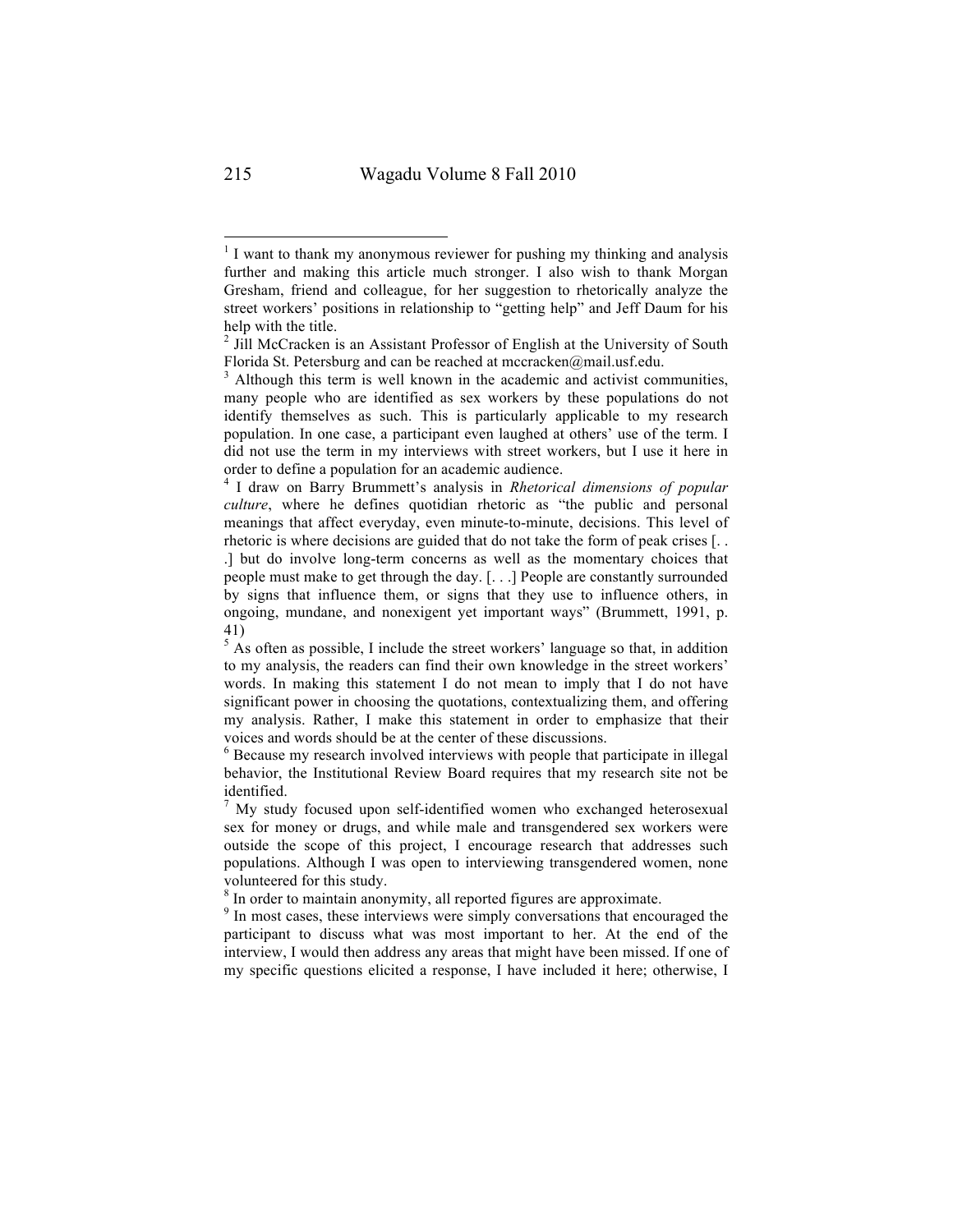[1] I want to thank my anonymous reviewer for pushing my thinking and analysis further and making this article much stronger. I also wish to thank Morgan Gresham, friend and colleague, for her suggestion to rhetorically analyze the street workers' positions in relationship to "getting help" and Jeff Daum for his help with the title.

[2] Jill McCracken is an Assistant Professor of English at the University of South Florida St. Petersburg and can be reached at mccracken@mail.usf.edu.

[3] Although this term is well known in the academic and activist communities, many people who are identified as sex workers by these populations do not identify themselves as such. This is particularly applicable to my research population. In one case, a participant even laughed at others' use of the term. I did not use the term in my interviews with street workers, but I use it here in order to define a population for an academic audience.

[4] I draw on Barry Brummett's analysis in *Rhetorical dimensions of popular culture*, where he defines quotidian rhetoric as "the public and personal meanings that affect everyday, even minute-to-minute, decisions. This level of rhetoric is where decisions are guided that do not take the form of peak crises [. . .] but do involve long-term concerns as well as the momentary choices that people must make to get through the day. [. . .] People are constantly surrounded by signs that influence them, or signs that they use to influence others, in ongoing, mundane, and nonexigent yet important ways" (Brummett, 1991, p. 41)

[5] As often as possible, I include the street workers' language so that, in addition to my analysis, the readers can find their own knowledge in the street workers' words. In making this statement I do not mean to imply that I do not have significant power in choosing the quotations, contextualizing them, and offering my analysis. Rather, I make this statement in order to emphasize that their voices and words should be at the center of these discussions.

[6] Because my research involved interviews with people that participate in illegal behavior, the Institutional Review Board requires that my research site not be identified.

[7] My study focused upon self-identified women who exchanged heterosexual sex for money or drugs, and while male and transgendered sex workers were outside the scope of this project, I encourage research that addresses such populations. Although I was open to interviewing transgendered women, none volunteered for this study.

[8] In order to maintain anonymity, all reported figures are approximate.

[9] In most cases, these interviews were simply conversations that encouraged the participant to discuss what was most important to her. At the end of the interview, I would then address any areas that might have been missed. If one of my specific questions elicited a response, I have included it here; otherwise, I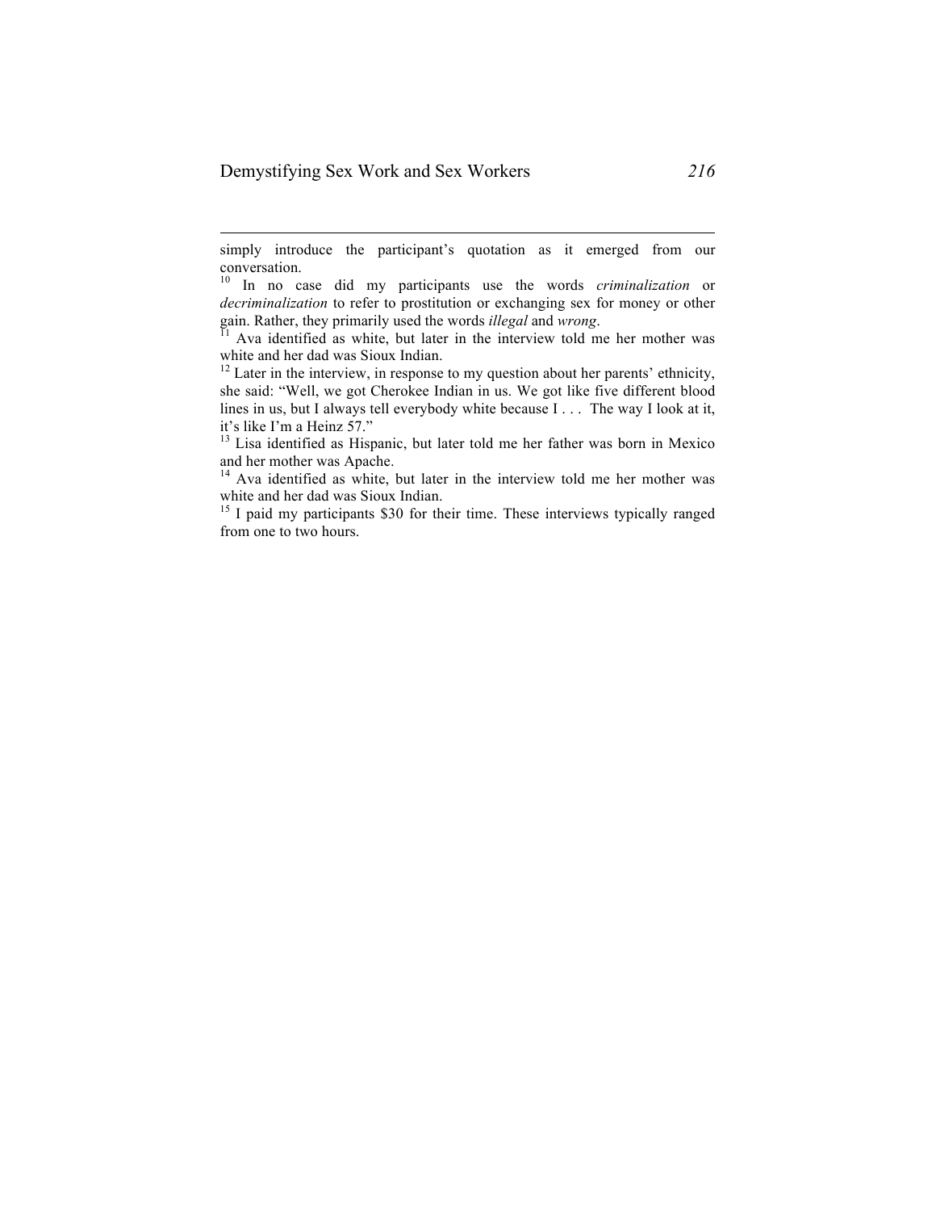simply introduce the participant's quotation as it emerged from our conversation.

[10] In no case did my participants use the words *criminalization* or *decriminalization* to refer to prostitution or exchanging sex for money or other gain. Rather, they primarily used the words *illegal* and *wrong*.

[11] Ava identified as white, but later in the interview told me her mother was white and her dad was Sioux Indian.

[12] Later in the interview, in response to my question about her parents' ethnicity, she said: "Well, we got Cherokee Indian in us. We got like five different blood lines in us, but I always tell everybody white because I . . . The way I look at it, it's like I'm a Heinz 57."

[13] Lisa identified as Hispanic, but later told me her father was born in Mexico and her mother was Apache.

[14] Ava identified as white, but later in the interview told me her mother was white and her dad was Sioux Indian.

[15] I paid my participants $30 for their time. These interviews typically ranged from one to two hours.